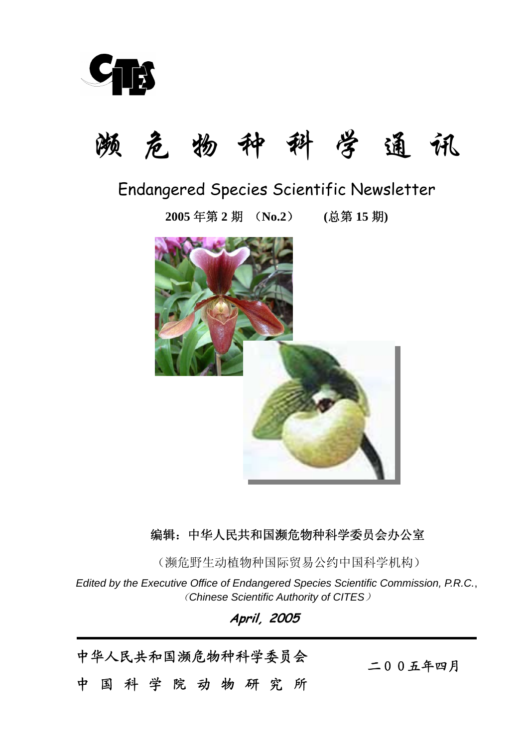CITES

# 濒 危 物 种 科 学 通 讯

## Endangered Species Scientific Newsletter

**2005 年第 2 期 （No.2） (总第 15 期)**

编辑：中华人民共和国濒危物种科学委员会办公室

（濒危野生动植物种国际贸易公约中国科学机构）

*Edited by the Executive Office of Endangered Species Scientific Commission, P.R.C.*,

*（Chinese Scientific Authority of CITES）*

***April, 2005***

---

中华人民共和国濒危物种科学委员会

中 国 科 学 院 动 物 研 究 所

二００五年四月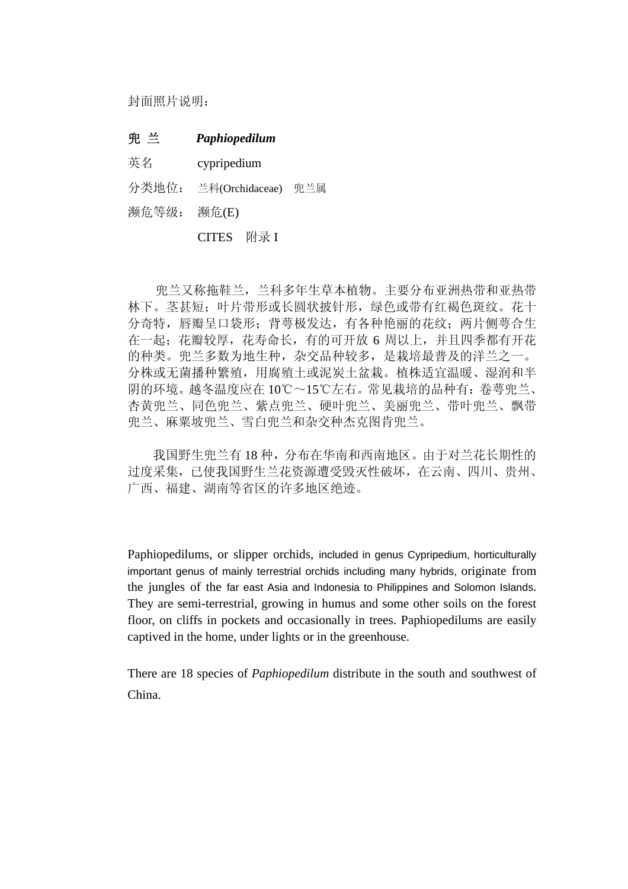封面照片说明：

**兜 兰** ***Paphiopedilum***

英名 cypripedium

分类地位： 兰科(Orchidaceae) 兜兰属

濒危等级： 濒危(E)

CITES 附录 I

兜兰又称拖鞋兰，兰科多年生草本植物。主要分布亚洲热带和亚热带林下。茎甚短；叶片带形或长圆状披针形，绿色或带有红褐色斑纹。花十分奇特，唇瓣呈口袋形；背萼极发达，有各种艳丽的花纹；两片侧萼合生在一起；花瓣较厚，花寿命长，有的可开放 6 周以上，并且四季都有开花的种类。兜兰多数为地生种，杂交品种较多，是栽培最普及的洋兰之一。分株或无菌播种繁殖，用腐殖土或泥炭土盆栽。植株适宜温暖、湿润和半阴的环境。越冬温度应在 10℃～15℃左右。常见栽培的品种有：卷萼兜兰、杏黄兜兰、同色兜兰、紫点兜兰、硬叶兜兰、美丽兜兰、带叶兜兰、飘带兜兰、麻粟坡兜兰、雪白兜兰和杂交种杰克图肯兜兰。

我国野生兜兰有 18 种，分布在华南和西南地区。由于对兰花长期性的过度采集，已使我国野生兰花资源遭受毁灭性破坏，在云南、四川、贵州、广西、福建、湖南等省区的许多地区绝迹。

Paphiopedilums, or slipper orchids, included in genus Cypripedium, horticulturally important genus of mainly terrestrial orchids including many hybrids, originate from the jungles of the far east Asia and Indonesia to Philippines and Solomon Islands. They are semi-terrestrial, growing in humus and some other soils on the forest floor, on cliffs in pockets and occasionally in trees. Paphiopedilums are easily captived in the home, under lights or in the greenhouse.

There are 18 species of *Paphiopedilum* distribute in the south and southwest of China.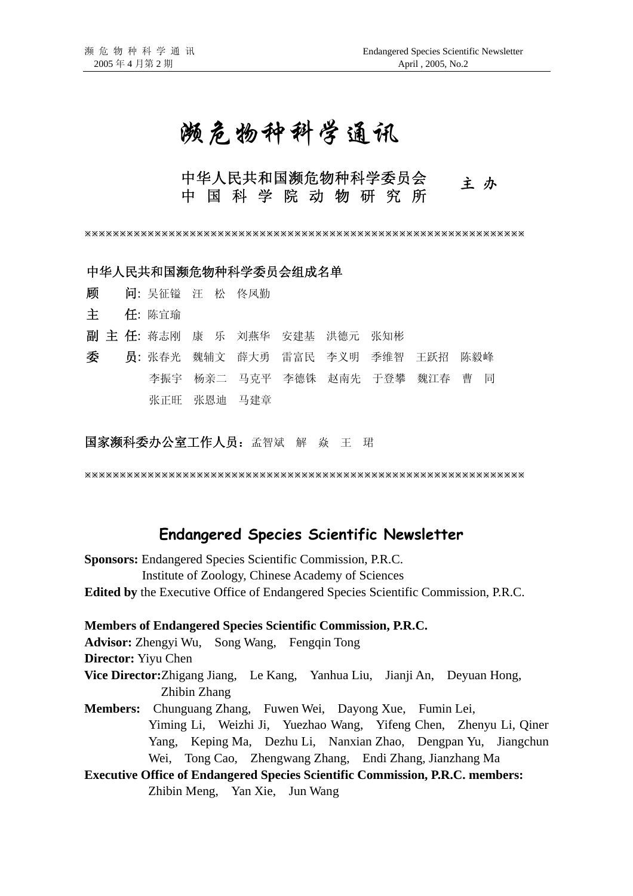# 濒危物种科学通讯

中华人民共和国濒危物种科学委员会
中 国 科 学 院 动 物 研 究 所　　主 办

※※※※※※※※※※※※※※※※※※※※※※※※※※※※※※※※※※※※※※※※※※※※※※※※※※※※※※※※※※※※※※※※※※※※※※

中华人民共和国濒危物种科学委员会组成名单

**顾　　问**: 吴征镒　汪　松　佟凤勤

**主　　任**: 陈宜瑜

**副 主 任**: 蒋志刚　康　乐　刘燕华　安建基　洪德元　张知彬

**委　　员**: 张春光　魏辅文　薛大勇　雷富民　李义明　季维智　王跃招　陈毅峰　李振宇　杨亲二　马克平　李德铢　赵南先　于登攀　魏江春　曹　同　张正旺　张恩迪　马建章

**国家濒科委办公室工作人员**：孟智斌　解　焱　王　珺

※※※※※※※※※※※※※※※※※※※※※※※※※※※※※※※※※※※※※※※※※※※※※※※※※※※※※※※※※※※※※※※※※※※※※※

## Endangered Species Scientific Newsletter

**Sponsors:** Endangered Species Scientific Commission, P.R.C.
Institute of Zoology, Chinese Academy of Sciences

**Edited by** the Executive Office of Endangered Species Scientific Commission, P.R.C.

**Members of Endangered Species Scientific Commission, P.R.C.**

**Advisor:** Zhengyi Wu, Song Wang, Fengqin Tong

**Director:** Yiyu Chen

**Vice Director:** Zhigang Jiang, Le Kang, Yanhua Liu, Jianji An, Deyuan Hong, Zhibin Zhang

**Members:** Chunguang Zhang, Fuwen Wei, Dayong Xue, Fumin Lei, Yiming Li, Weizhi Ji, Yuezhao Wang, Yifeng Chen, Zhenyu Li, Qiner Yang, Keping Ma, Dezhu Li, Nanxian Zhao, Dengpan Yu, Jiangchun Wei, Tong Cao, Zhengwang Zhang, Endi Zhang, Jianzhang Ma

**Executive Office of Endangered Species Scientific Commission, P.R.C. members:**
Zhibin Meng, Yan Xie, Jun Wang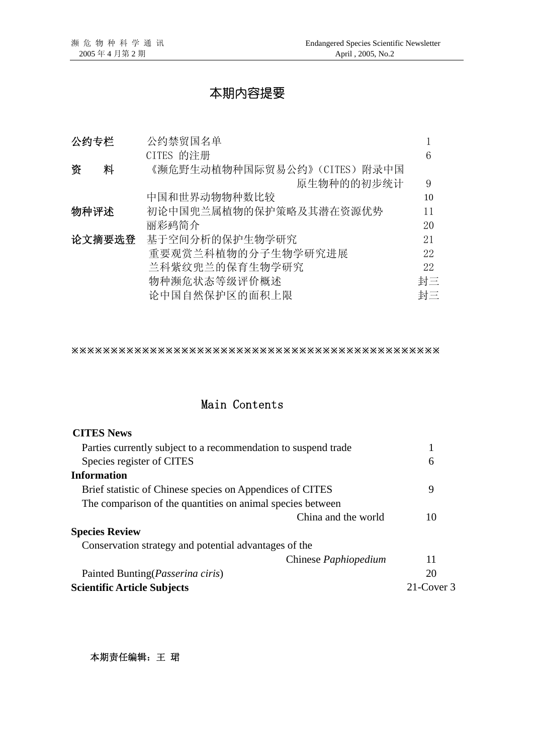# 本期内容提要

| | | |
|---|---|---|
| **公约专栏** | 公约禁贸国名单 | 1 |
| | CITES 的注册 | 6 |
| **资　　料** | 《濒危野生动植物种国际贸易公约》(CITES) 附录中国原生物种的的初步统计 | 9 |
| | 中国和世界动物物种数比较 | 10 |
| **物种评述** | 初论中国兜兰属植物的保护策略及其潜在资源优势 | 11 |
| | 丽彩鹀简介 | 20 |
| **论文摘要选登** | 基于空间分析的保护生物学研究 | 21 |
| | 重要观赏兰科植物的分子生物学研究进展 | 22 |
| | 兰科紫纹兜兰的保育生物学研究 | 22 |
| | 物种濒危状态等级评价概述 | 封三 |
| | 论中国自然保护区的面积上限 | 封三 |

※※※※※※※※※※※※※※※※※※※※※※※※※※※※※※※※※※※※※※※※※※※※※※※※

# Main Contents

| | |
|---|---|
| **CITES News** | |
| Parties currently subject to a recommendation to suspend trade | 1 |
| Species register of CITES | 6 |
| **Information** | |
| Brief statistic of Chinese species on Appendices of CITES | 9 |
| The comparison of the quantities on animal species between China and the world | 10 |
| **Species Review** | |
| Conservation strategy and potential advantages of the Chinese *Paphiopedium* | 11 |
| Painted Bunting(*Passerina ciris*) | 20 |
| **Scientific Article Subjects** | 21-Cover 3 |

**本期责任编辑：王 珺**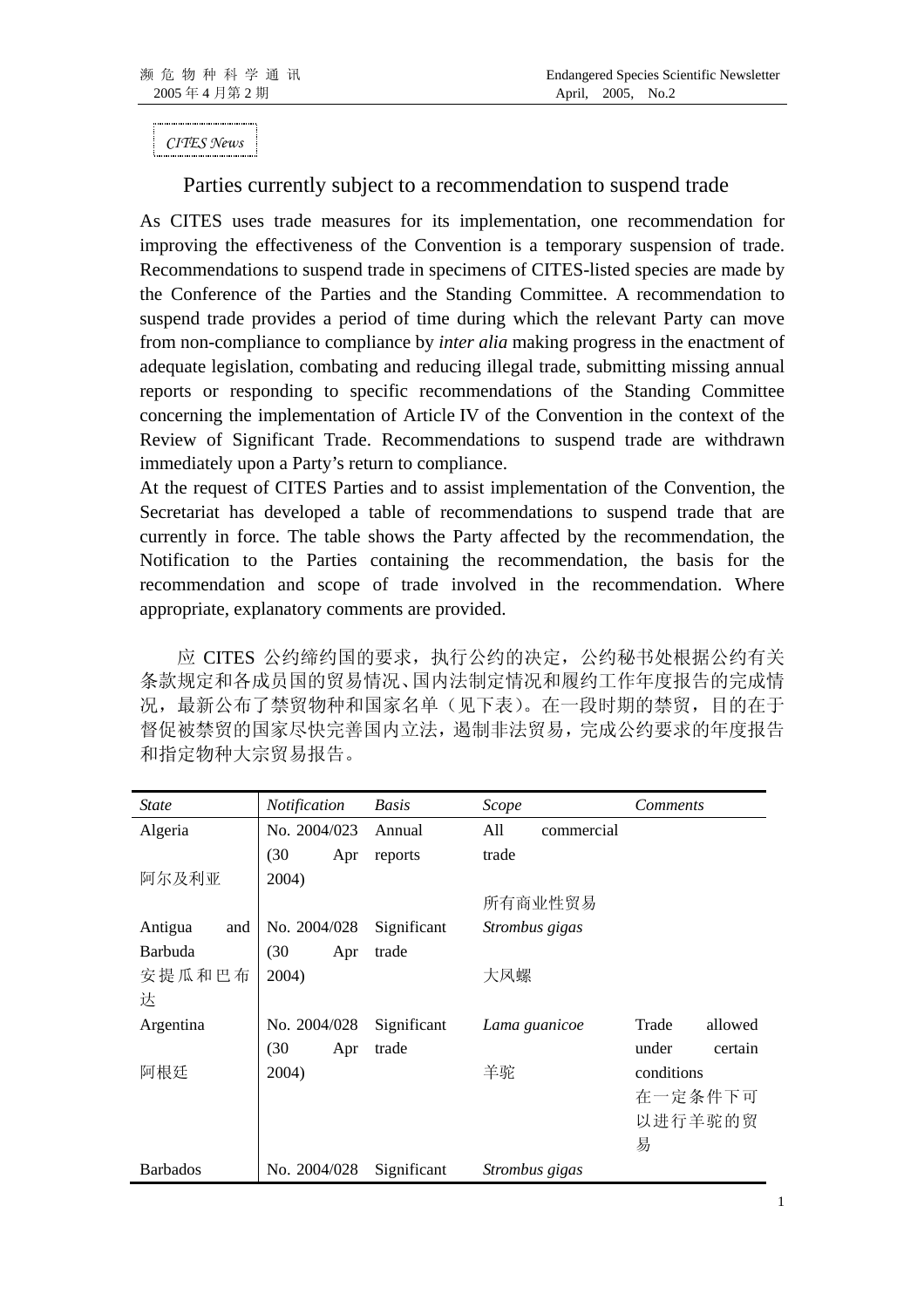*CITES News*

## Parties currently subject to a recommendation to suspend trade

As CITES uses trade measures for its implementation, one recommendation for improving the effectiveness of the Convention is a temporary suspension of trade. Recommendations to suspend trade in specimens of CITES-listed species are made by the Conference of the Parties and the Standing Committee. A recommendation to suspend trade provides a period of time during which the relevant Party can move from non-compliance to compliance by *inter alia* making progress in the enactment of adequate legislation, combating and reducing illegal trade, submitting missing annual reports or responding to specific recommendations of the Standing Committee concerning the implementation of Article IV of the Convention in the context of the Review of Significant Trade. Recommendations to suspend trade are withdrawn immediately upon a Party's return to compliance.

At the request of CITES Parties and to assist implementation of the Convention, the Secretariat has developed a table of recommendations to suspend trade that are currently in force. The table shows the Party affected by the recommendation, the Notification to the Parties containing the recommendation, the basis for the recommendation and scope of trade involved in the recommendation. Where appropriate, explanatory comments are provided.

应 CITES 公约缔约国的要求，执行公约的决定，公约秘书处根据公约有关条款规定和各成员国的贸易情况、国内法制定情况和履约工作年度报告的完成情况，最新公布了禁贸物种和国家名单（见下表）。在一段时期的禁贸，目的在于督促被禁贸的国家尽快完善国内立法，遏制非法贸易，完成公约要求的年度报告和指定物种大宗贸易报告。

| *State* | *Notification* | *Basis* | *Scope* | *Comments* |
|---|---|---|---|---|
| Algeria<br>阿尔及利亚 | No. 2004/023 (30 Apr 2004) | Annual reports | All commercial trade<br>所有商业性贸易 | |
| Antigua and Barbuda<br>安提瓜和巴布达 | No. 2004/028 (30 Apr 2004) | Significant trade | *Strombus gigas*<br>大凤螺 | |
| Argentina<br>阿根廷 | No. 2004/028 (30 Apr 2004) | Significant trade | *Lama guanicoe*<br>羊驼 | Trade allowed under certain conditions<br>在一定条件下可以进行羊驼的贸易 |
| Barbados | No. 2004/028 | Significant | *Strombus gigas* | |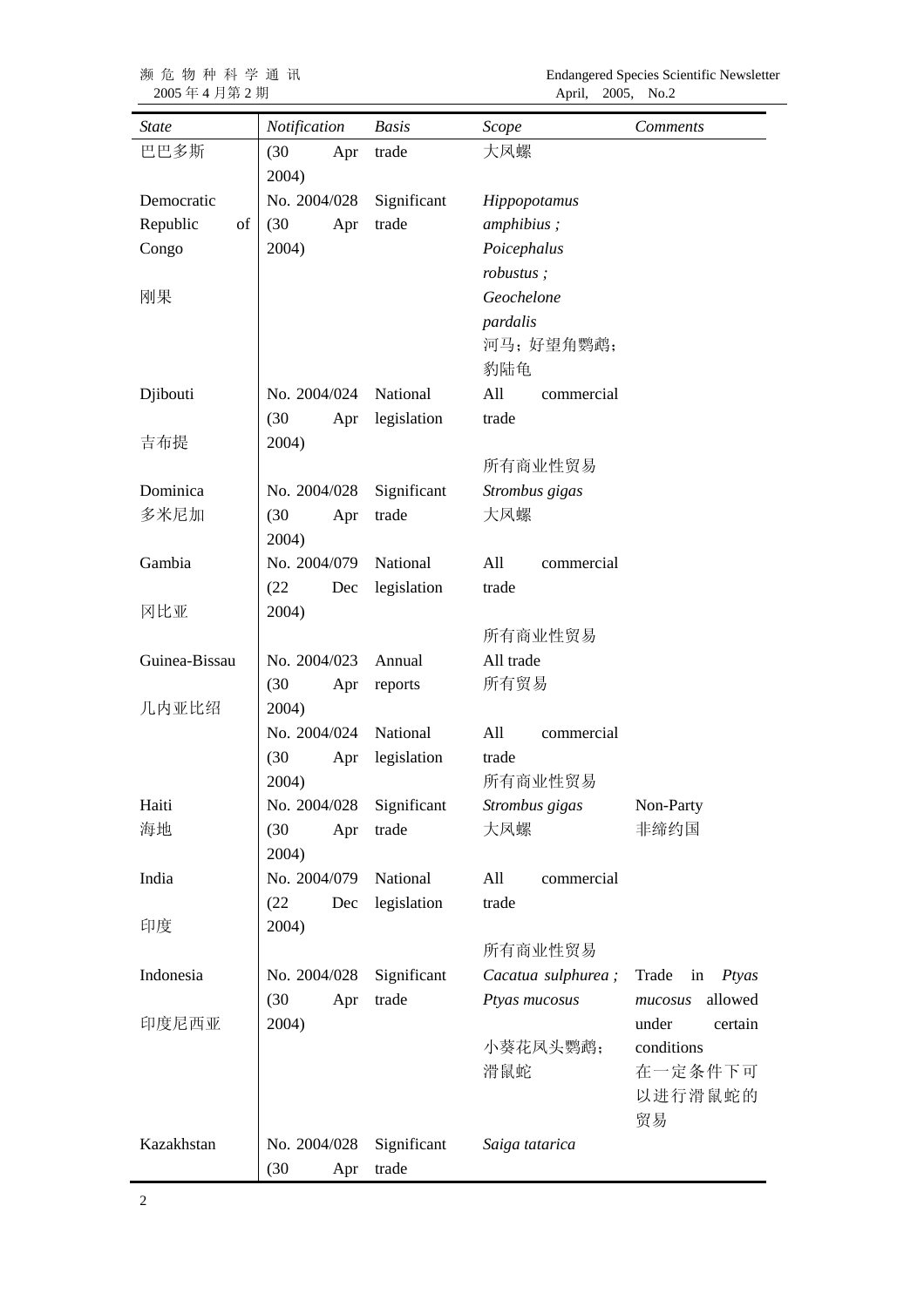| *State* | *Notification* | *Basis* | *Scope* | *Comments* |
|---|---|---|---|---|
| 巴巴多斯 | (30 Apr 2004) | trade | 大凤螺 | |
| Democratic Republic of Congo<br>刚果 | No. 2004/028 (30 Apr 2004) | Significant trade | *Hippopotamus amphibius ; Poicephalus robustus ; Geochelone pardalis*<br>河马；好望角鹦鹉；豹陆龟 | |
| Djibouti<br>吉布提 | No. 2004/024 (30 Apr 2004) | National legislation | All commercial trade<br>所有商业性贸易 | |
| Dominica<br>多米尼加 | No. 2004/028 (30 Apr 2004) | Significant trade | *Strombus gigas*<br>大凤螺 | |
| Gambia<br>冈比亚 | No. 2004/079 (22 Dec 2004) | National legislation | All commercial trade<br>所有商业性贸易 | |
| Guinea-Bissau<br>几内亚比绍 | No. 2004/023 (30 Apr 2004) | Annual reports | All trade<br>所有贸易 | |
| | No. 2004/024 (30 Apr 2004) | National legislation | All commercial trade<br>所有商业性贸易 | |
| Haiti<br>海地 | No. 2004/028 (30 Apr 2004) | Significant trade | *Strombus gigas*<br>大凤螺 | Non-Party<br>非缔约国 |
| India<br>印度 | No. 2004/079 (22 Dec 2004) | National legislation | All commercial trade<br>所有商业性贸易 | |
| Indonesia<br>印度尼西亚 | No. 2004/028 (30 Apr 2004) | Significant trade | *Cacatua sulphurea ; Ptyas mucosus*<br>小葵花凤头鹦鹉；滑鼠蛇 | Trade in *Ptyas mucosus* allowed under certain conditions<br>在一定条件下可以进行滑鼠蛇的贸易 |
| Kazakhstan | No. 2004/028 (30 Apr | Significant trade | *Saiga tatarica* | |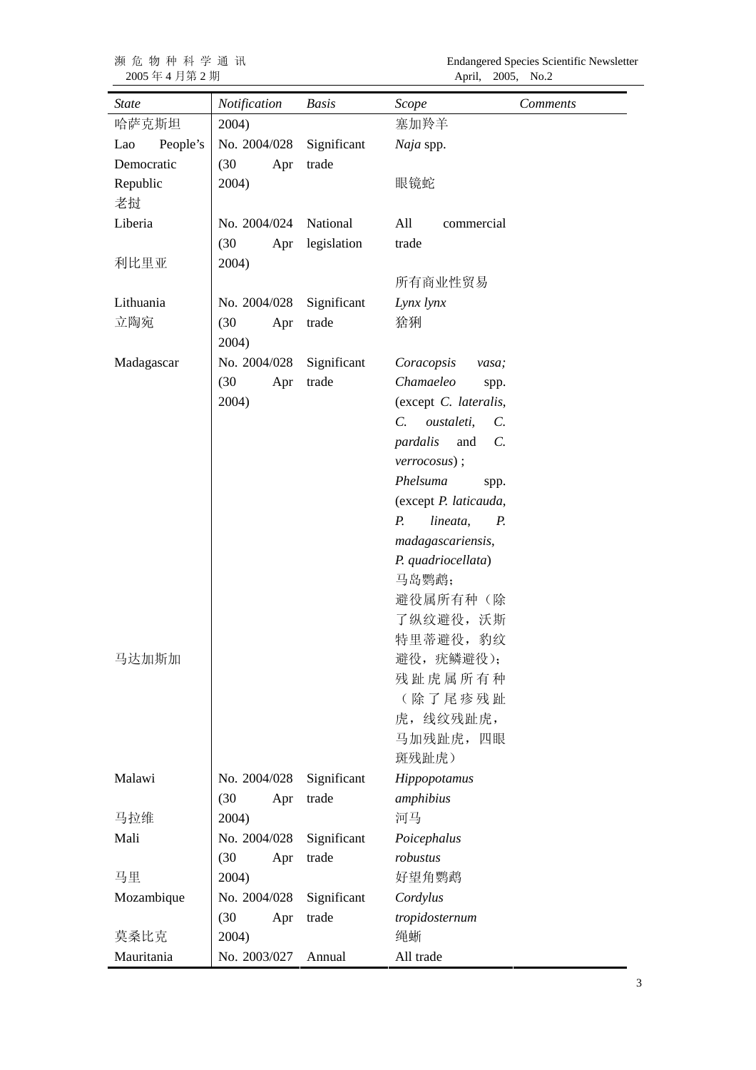| State | Notification | Basis | Scope | Comments |
|---|---|---|---|---|
| 哈萨克斯坦 | 2004) | | 塞加羚羊 | |
| Lao People's Democratic Republic 老挝 | No. 2004/028 (30 Apr 2004) | Significant trade | *Naja* spp. 眼镜蛇 | |
| Liberia 利比里亚 | No. 2004/024 (30 Apr 2004) | National legislation | All commercial trade 所有商业性贸易 | |
| Lithuania 立陶宛 | No. 2004/028 (30 Apr 2004) | Significant trade | *Lynx lynx* 猞猁 | |
| Madagascar 马达加斯加 | No. 2004/028 (30 Apr 2004) | Significant trade | *Coracopsis vasa; Chamaeleo* spp. (except *C. lateralis, C. oustaleti, C. pardalis* and *C. verrocosus*) ; *Phelsuma* spp. (except *P. laticauda, P. lineata, P. madagascariensis, P. quadriocellata*) 马岛鹦鹉; 避役属所有种（除了纵纹避役，沃斯特里蒂避役，豹纹避役，疣鳞避役）; 残趾虎属所有种（除了尾疹残趾虎，线纹残趾虎，马加残趾虎，四眼斑残趾虎） | |
| Malawi 马拉维 | No. 2004/028 (30 Apr 2004) | Significant trade | *Hippopotamus amphibius* 河马 | |
| Mali 马里 | No. 2004/028 (30 Apr 2004) | Significant trade | *Poicephalus robustus* 好望角鹦鹉 | |
| Mozambique 莫桑比克 | No. 2004/028 (30 Apr 2004) | Significant trade | *Cordylus tropidosternum* 绳蜥 | |
| Mauritania | No. 2003/027 | Annual | All trade | |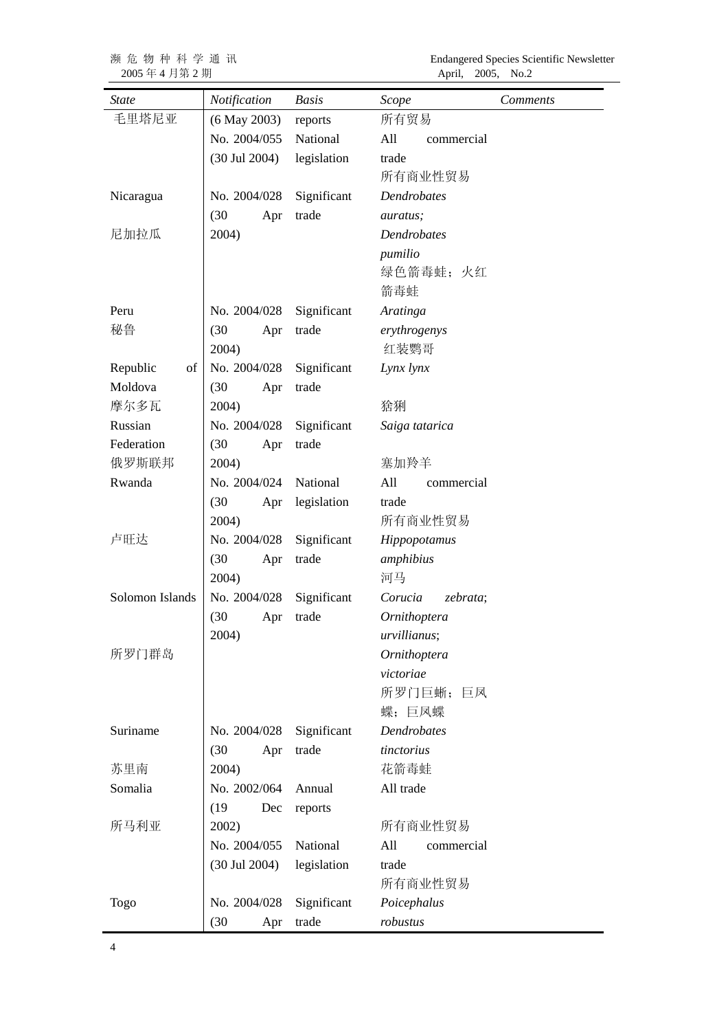| *State* | *Notification* | *Basis* | *Scope* | *Comments* |
|---|---|---|---|---|
| 毛里塔尼亚 | (6 May 2003) | reports | 所有贸易 | |
| | No. 2004/055 (30 Jul 2004) | National legislation | All commercial trade 所有商业性贸易 | |
| Nicaragua 尼加拉瓜 | No. 2004/028 (30 Apr 2004) | Significant trade | *Dendrobates auratus; Dendrobates pumilio* 绿色箭毒蛙；火红箭毒蛙 | |
| Peru 秘鲁 | No. 2004/028 (30 Apr 2004) | Significant trade | *Aratinga erythrogenys* 红装鹦哥 | |
| Republic of Moldova 摩尔多瓦 | No. 2004/028 (30 Apr 2004) | Significant trade | *Lynx lynx* 猞猁 | |
| Russian Federation 俄罗斯联邦 | No. 2004/028 (30 Apr 2004) | Significant trade | *Saiga tatarica* 塞加羚羊 | |
| Rwanda | No. 2004/024 (30 Apr 2004) | National legislation | All commercial trade 所有商业性贸易 | |
| 卢旺达 | No. 2004/028 (30 Apr 2004) | Significant trade | *Hippopotamus amphibius* 河马 | |
| Solomon Islands 所罗门群岛 | No. 2004/028 (30 Apr 2004) | Significant trade | *Corucia zebrata*; *Ornithoptera urvillianus*; *Ornithoptera victoriae* 所罗门巨蜥；巨凤蝶；巨凤蝶 | |
| Suriname 苏里南 | No. 2004/028 (30 Apr 2004) | Significant trade | *Dendrobates tinctorius* 花箭毒蛙 | |
| Somalia 所马利亚 | No. 2002/064 (19 Dec 2002) | Annual reports | All trade 所有商业性贸易 | |
| | No. 2004/055 (30 Jul 2004) | National legislation | All commercial trade 所有商业性贸易 | |
| Togo | No. 2004/028 (30 Apr | Significant trade | *Poicephalus robustus* | |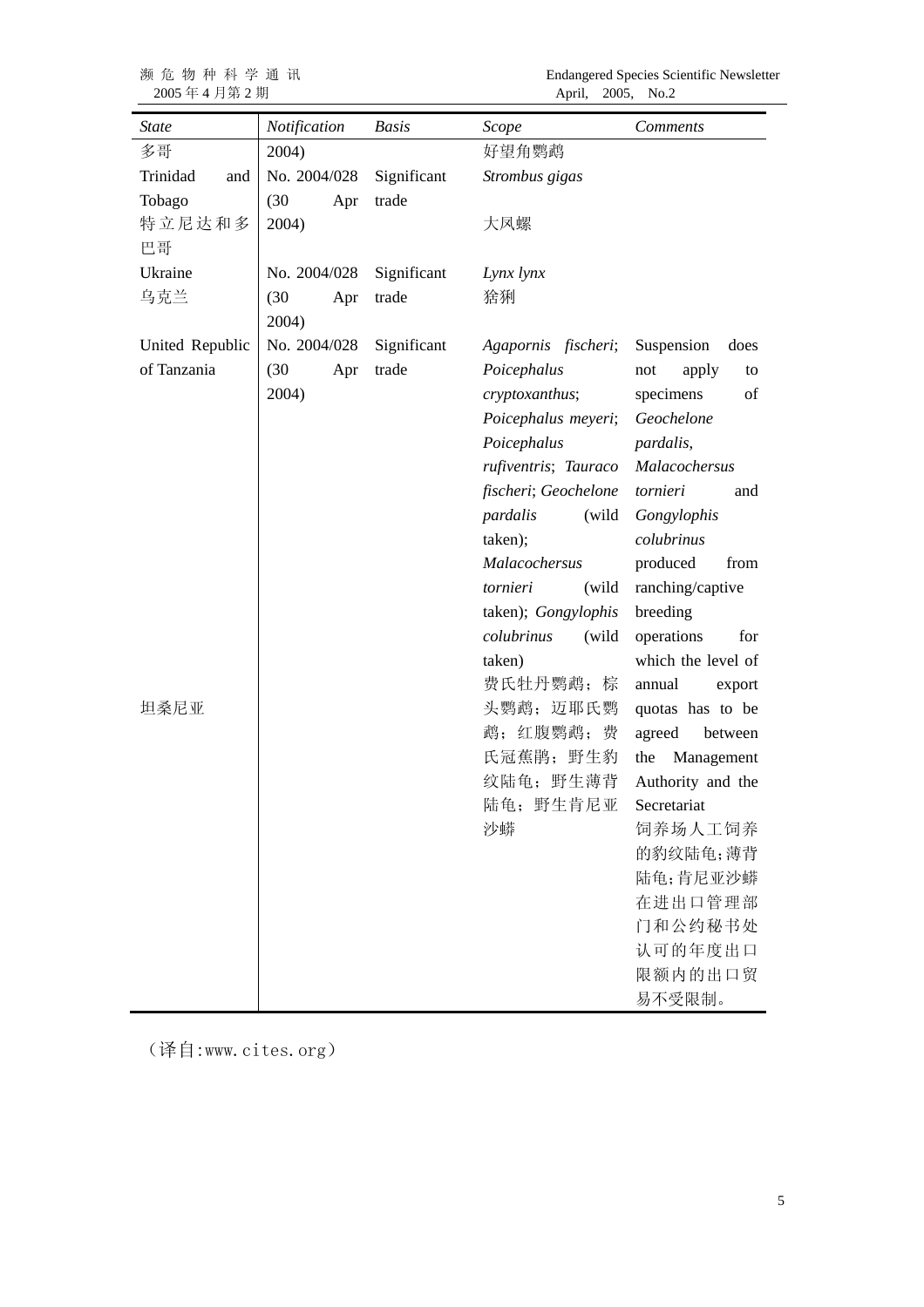| *State* | *Notification* | *Basis* | *Scope* | *Comments* |
|---|---|---|---|---|
| 多哥 | 2004) | | 好望角鹦鹉 | |
| Trinidad and Tobago 特立尼达和多巴哥 | No. 2004/028 (30 Apr 2004) | Significant trade | *Strombus gigas* 大凤螺 | |
| Ukraine 乌克兰 | No. 2004/028 (30 Apr 2004) | Significant trade | *Lynx lynx* 猞猁 | |
| United Republic of Tanzania 坦桑尼亚 | No. 2004/028 (30 Apr 2004) | Significant trade | *Agapornis fischeri*; *Poicephalus cryptoxanthus*; *Poicephalus meyeri*; *Poicephalus rufiventris*; *Tauraco fischeri*; *Geochelone pardalis* (wild taken); *Malacochersus tornieri* (wild taken); *Gongylophis colubrinus* (wild taken) 费氏牡丹鹦鹉；棕头鹦鹉；迈耶氏鹦鹉；红腹鹦鹉；费氏冠蕉鹃；野生豹纹陆龟；野生薄背陆龟；野生肯尼亚沙蟒 | Suspension does not apply to specimens of *Geochelone pardalis*, *Malacochersus tornieri* and *Gongylophis colubrinus* produced from ranching/captive breeding operations for which the level of annual export quotas has to be agreed between the Management Authority and the Secretariat 饲养场人工饲养的豹纹陆龟;薄背陆龟;肯尼亚沙蟒在进出口管理部门和公约秘书处认可的年度出口限额内的出口贸易不受限制。 |

（译自:www.cites.org）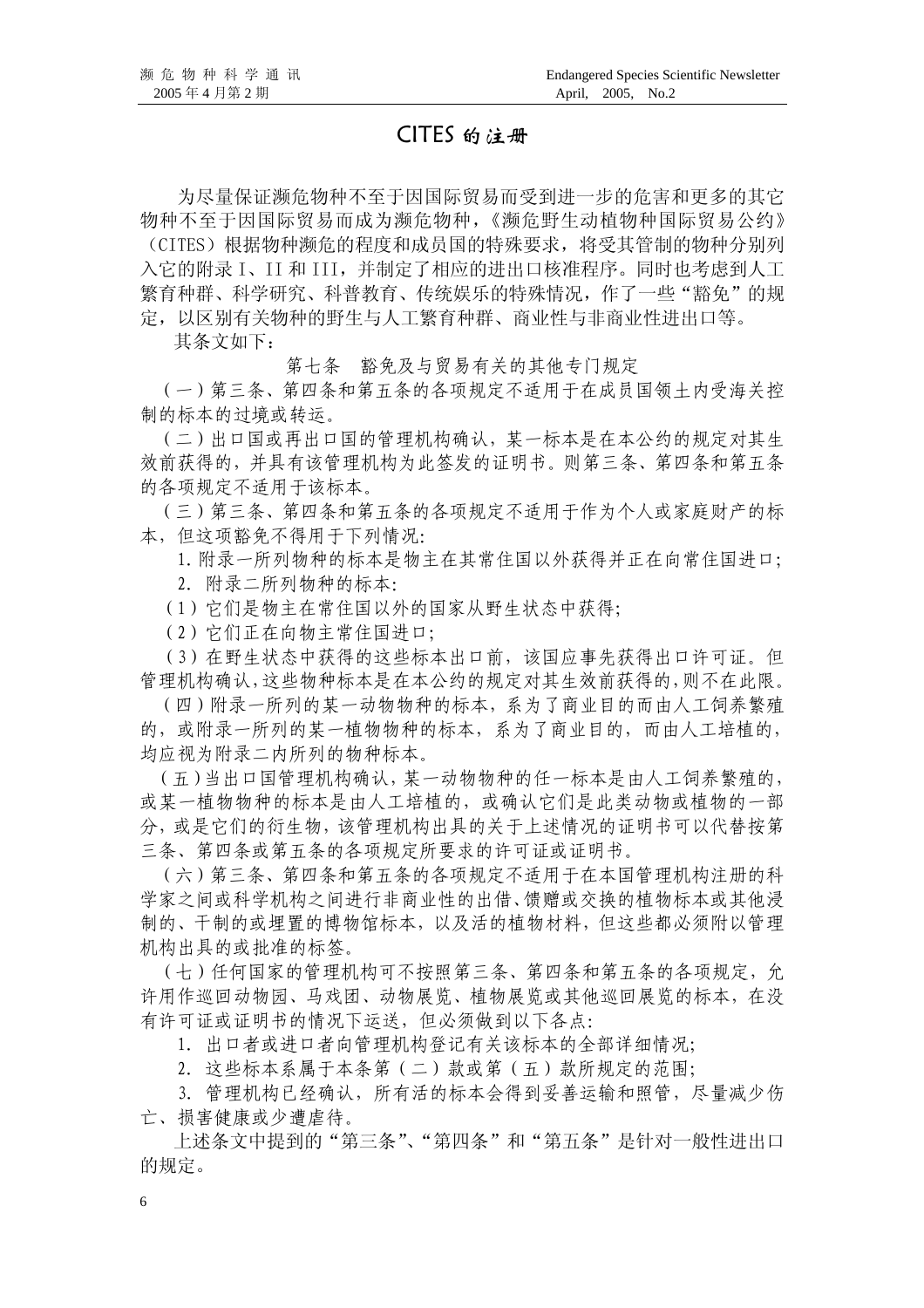# CITES 的注册

为尽量保证濒危物种不至于因国际贸易而受到进一步的危害和更多的其它物种不至于因国际贸易而成为濒危物种，《濒危野生动植物种国际贸易公约》（CITES）根据物种濒危的程度和成员国的特殊要求，将受其管制的物种分别列入它的附录 I、II 和 III，并制定了相应的进出口核准程序。同时也考虑到人工繁育种群、科学研究、科普教育、传统娱乐的特殊情况，作了一些“豁免”的规定，以区别有关物种的野生与人工繁育种群、商业性与非商业性进出口等。

其条文如下：

第七条　豁免及与贸易有关的其他专门规定

（一）第三条、第四条和第五条的各项规定不适用于在成员国领土内受海关控制的标本的过境或转运。

（二）出口国或再出口国的管理机构确认，某一标本是在本公约的规定对其生效前获得的，并具有该管理机构为此签发的证明书。则第三条、第四条和第五条的各项规定不适用于该标本。

（三）第三条、第四条和第五条的各项规定不适用于作为个人或家庭财产的标本，但这项豁免不得用于下列情况:

1. 附录一所列物种的标本是物主在其常住国以外获得并正在向常住国进口;

2. 附录二所列物种的标本:

（1）它们是物主在常住国以外的国家从野生状态中获得;

（2）它们正在向物主常住国进口;

（3）在野生状态中获得的这些标本出口前，该国应事先获得出口许可证。但管理机构确认,这些物种标本是在本公约的规定对其生效前获得的,则不在此限。

（四）附录一所列的某一动物物种的标本，系为了商业目的而由人工饲养繁殖的，或附录一所列的某一植物物种的标本，系为了商业目的，而由人工培植的，均应视为附录二内所列的物种标本。

（五）当出口国管理机构确认,某一动物物种的任一标本是由人工饲养繁殖的，或某一植物物种的标本是由人工培植的，或确认它们是此类动物或植物的一部分，或是它们的衍生物，该管理机构出具的关于上述情况的证明书可以代替按第三条、第四条或第五条的各项规定所要求的许可证或证明书。

（六）第三条、第四条和第五条的各项规定不适用于在本国管理机构注册的科学家之间或科学机构之间进行非商业性的出借、馈赠或交换的植物标本或其他浸制的、干制的或埋置的博物馆标本，以及活的植物材料，但这些都必须附以管理机构出具的或批准的标签。

（七）任何国家的管理机构可不按照第三条、第四条和第五条的各项规定，允许用作巡回动物园、马戏团、动物展览、植物展览或其他巡回展览的标本，在没有许可证或证明书的情况下运送，但必须做到以下各点:

1. 出口者或进口者向管理机构登记有关该标本的全部详细情况;

2. 这些标本系属于本条第（二）款或第（五）款所规定的范围;

3. 管理机构已经确认，所有活的标本会得到妥善运输和照管，尽量减少伤亡、损害健康或少遭虐待。

上述条文中提到的“第三条”、“第四条”和“第五条”是针对一般性进出口的规定。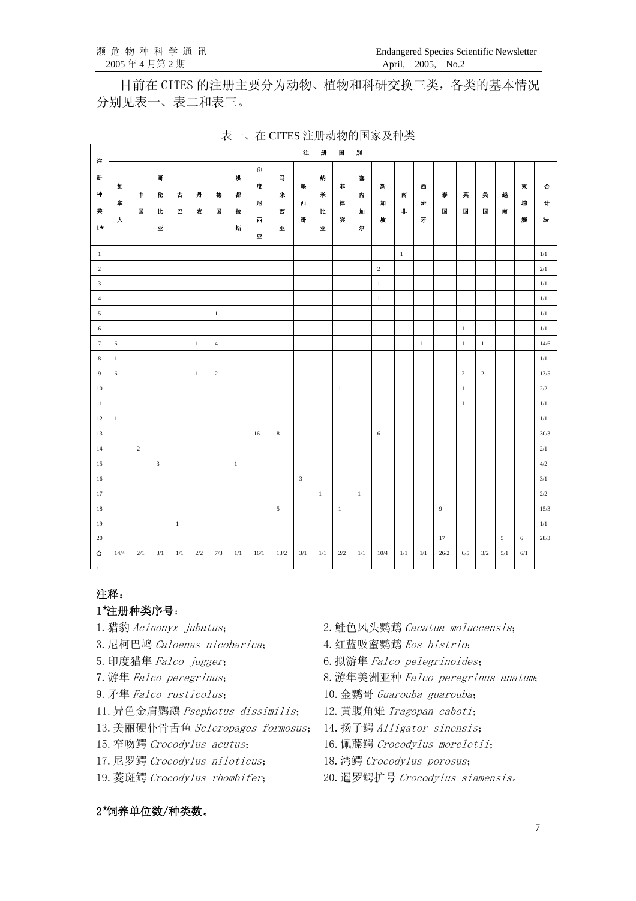目前在 CITES 的注册主要分为动物、植物和科研交换三类，各类的基本情况分别见表一、表二和表三。

表一、在 CITES 注册动物的国家及种类

| 注册种类1★ | 注册国别 | | | | | | | | | | | | | | | | | | | | | |
|---|---|---|---|---|---|---|---|---|---|---|---|---|---|---|---|---|---|---|---|---|---|---|
| | 加拿大 | 中国 | 哥伦比亚 | 古巴 | 丹麦 | 德国 | 洪都拉斯 | 印度尼西亚 | 马来西亚 | 墨西哥 | 纳米比亚 | 非律宾 | 塞内加尔 | 新加坡 | 南非 | 西班牙 | 泰国 | 英国 | 美国 | 越南 | 柬埔寨 | 合计3★ |
| 1 | | | | | | | | | | | | | | | 1 | | | | | | | 1/1 |
| 2 | | | | | | | | | | | | | | 2 | | | | | | | | 2/1 |
| 3 | | | | | | | | | | | | | | 1 | | | | | | | | 1/1 |
| 4 | | | | | | | | | | | | | | 1 | | | | | | | | 1/1 |
| 5 | | | | | | 1 | | | | | | | | | | | | | | | | 1/1 |
| 6 | | | | | | | | | | | | | | | | | | 1 | | | | 1/1 |
| 7 | 6 | | | | 1 | 4 | | | | | | | | | | 1 | | 1 | 1 | | | 14/6 |
| 8 | 1 | | | | | | | | | | | | | | | | | | | | | 1/1 |
| 9 | 6 | | | | 1 | 2 | | | | | | | | | | | | 2 | 2 | | | 13/5 |
| 10 | | | | | | | | | | | | 1 | | | | | | 1 | | | | 2/2 |
| 11 | | | | | | | | | | | | | | | | | | 1 | | | | 1/1 |
| 12 | 1 | | | | | | | | | | | | | | | | | | | | | 1/1 |
| 13 | | | | | | | | 16 | 8 | | | | | 6 | | | | | | | | 30/3 |
| 14 | | 2 | | | | | | | | | | | | | | | | | | | | 2/1 |
| 15 | | | 3 | | | | 1 | | | | | | | | | | | | | | | 4/2 |
| 16 | | | | | | | | | | 3 | | | | | | | | | | | | 3/1 |
| 17 | | | | | | | | | | | 1 | | 1 | | | | | | | | | 2/2 |
| 18 | | | | | | | | | 5 | | | 1 | | | | | 9 | | | | | 15/3 |
| 19 | | | | 1 | | | | | | | | | | | | | | | | | | 1/1 |
| 20 | | | | | | | | | | | | | | | | | 17 | | | 5 | 6 | 28/3 |
| 合计 | 14/4 | 2/1 | 3/1 | 1/1 | 2/2 | 7/3 | 1/1 | 16/1 | 13/2 | 3/1 | 1/1 | 2/2 | 1/1 | 10/4 | 1/1 | 1/1 | 26/2 | 6/5 | 3/2 | 5/1 | 6/1 | |

**注释：**

**1*注册种类序号：**

1. 猎豹 *Acinonyx jubatus*；
2. 鲑色风头鹦鹉 *Cacatua moluccensis*；
3. 尼柯巴鸠 *Caloenas nicobarica*；
4. 红蓝吸蜜鹦鹉 *Eos histrio*；
5. 印度猎隼 *Falco jugger*；
6. 拟游隼 *Falco pelegrinoides*；
7. 游隼 *Falco peregrinus*；
8. 游隼美洲亚种 *Falco peregrinus anatum*；
9. 矛隼 *Falco rusticolus*；
10. 金鹦哥 *Guarouba guarouba*；
11. 异色金肩鹦鹉 *Psephotus dissimilis*；
12. 黄腹角雉 *Tragopan caboti*；
13. 美丽硬仆骨舌鱼 *Scleropages formosus*；
14. 扬子鳄 *Alligator sinensis*；
15. 窄吻鳄 *Crocodylus acutus*；
16. 佩藤鳄 *Crocodylus moreletii*；
17. 尼罗鳄 *Crocodylus niloticus*；
18. 湾鳄 *Crocodylus porosus*；
19. 菱斑鳄 *Crocodylus rhombifer*；
20. 暹罗鳄扩号 *Crocodylus siamensis*。

**2*饲养单位数/种类数。**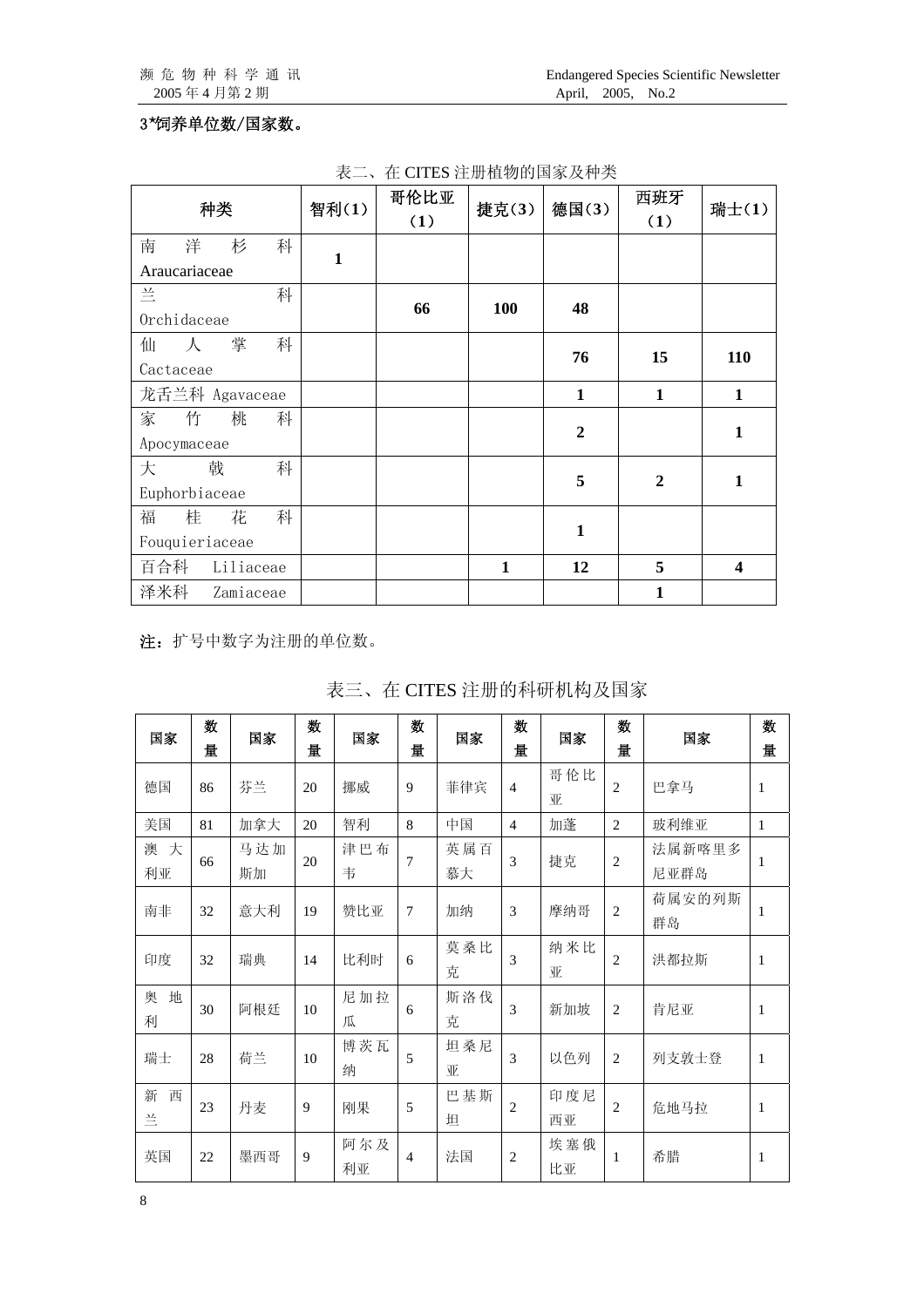**3*饲养单位数/国家数。**

表二、在 CITES 注册植物的国家及种类

| 种类 | 智利(1) | 哥伦比亚(1) | 捷克(3) | 德国(3) | 西班牙(1) | 瑞士(1) |
|---|---|---|---|---|---|---|
| 南洋杉科 Araucariaceae | **1** | | | | | |
| 兰科 Orchidaceae | | **66** | **100** | **48** | | |
| 仙人掌科 Cactaceae | | | | **76** | **15** | **110** |
| 龙舌兰科 Agavaceae | | | | **1** | **1** | **1** |
| 家竹桃科 Apocymaceae | | | | **2** | | **1** |
| 大戟科 Euphorbiaceae | | | | **5** | **2** | **1** |
| 福桂花科 Fouquieriaceae | | | | **1** | | |
| 百合科 Liliaceae | | | **1** | **12** | **5** | **4** |
| 泽米科 Zamiaceae | | | | | **1** | |

**注**：扩号中数字为注册的单位数。

表三、在 CITES 注册的科研机构及国家

| 国家 | 数量 | 国家 | 数量 | 国家 | 数量 | 国家 | 数量 | 国家 | 数量 | 国家 | 数量 |
|---|---|---|---|---|---|---|---|---|---|---|---|
| 德国 | 86 | 芬兰 | 20 | 挪威 | 9 | 菲律宾 | 4 | 哥伦比亚 | 2 | 巴拿马 | 1 |
| 美国 | 81 | 加拿大 | 20 | 智利 | 8 | 中国 | 4 | 加蓬 | 2 | 玻利维亚 | 1 |
| 澳大利亚 | 66 | 马达加斯加 | 20 | 津巴布韦 | 7 | 英属百慕大 | 3 | 捷克 | 2 | 法属新喀里多尼亚群岛 | 1 |
| 南非 | 32 | 意大利 | 19 | 赞比亚 | 7 | 加纳 | 3 | 摩纳哥 | 2 | 荷属安的列斯群岛 | 1 |
| 印度 | 32 | 瑞典 | 14 | 比利时 | 6 | 莫桑比克 | 3 | 纳米比亚 | 2 | 洪都拉斯 | 1 |
| 奥地利 | 30 | 阿根廷 | 10 | 尼加拉瓜 | 6 | 斯洛伐克 | 3 | 新加坡 | 2 | 肯尼亚 | 1 |
| 瑞士 | 28 | 荷兰 | 10 | 博茨瓦纳 | 5 | 坦桑尼亚 | 3 | 以色列 | 2 | 列支敦士登 | 1 |
| 新西兰 | 23 | 丹麦 | 9 | 刚果 | 5 | 巴基斯坦 | 2 | 印度尼西亚 | 2 | 危地马拉 | 1 |
| 英国 | 22 | 墨西哥 | 9 | 阿尔及利亚 | 4 | 法国 | 2 | 埃塞俄比亚 | 1 | 希腊 | 1 |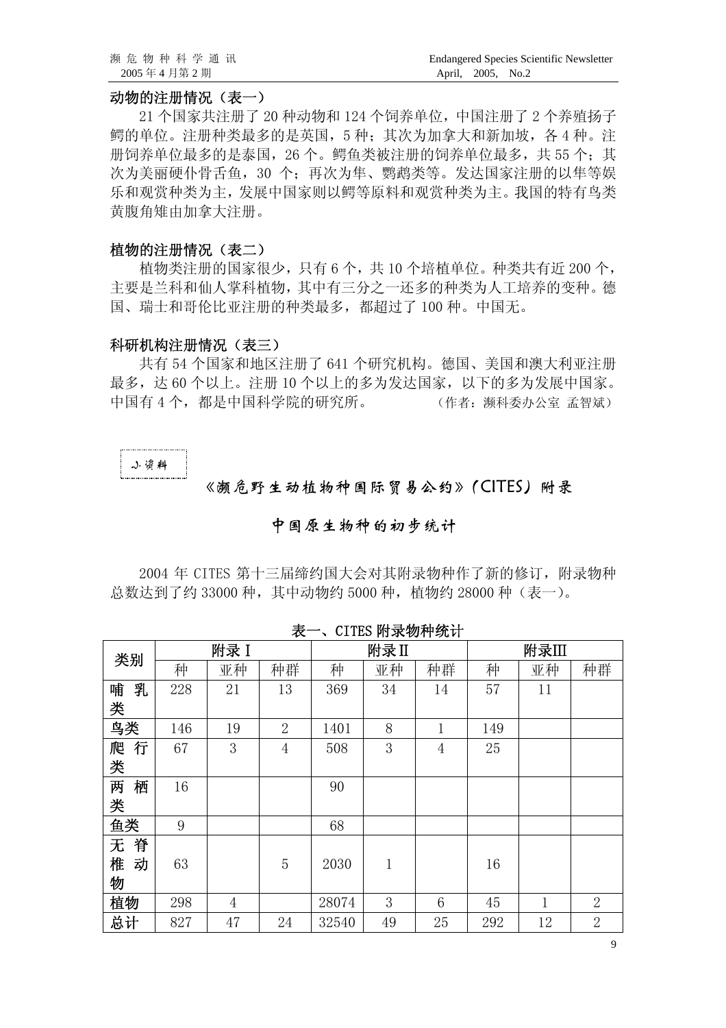**动物的注册情况（表一）**

21 个国家共注册了 20 种动物和 124 个饲养单位，中国注册了 2 个养殖扬子鳄的单位。注册种类最多的是英国，5 种；其次为加拿大和新加坡，各 4 种。注册饲养单位最多的是泰国，26 个。鳄鱼类被注册的饲养单位最多，共 55 个；其次为美丽硬仆骨舌鱼，30 个；再次为隼、鹦鹉类等。发达国家注册的以隼等娱乐和观赏种类为主，发展中国家则以鳄等原料和观赏种类为主。我国的特有鸟类黄腹角雉由加拿大注册。

**植物的注册情况（表二）**

植物类注册的国家很少，只有 6 个，共 10 个培植单位。种类共有近 200 个，主要是兰科和仙人掌科植物，其中有三分之一还多的种类为人工培养的变种。德国、瑞士和哥伦比亚注册的种类最多，都超过了 100 种。中国无。

**科研机构注册情况（表三）**

共有 54 个国家和地区注册了 641 个研究机构。德国、美国和澳大利亚注册最多，达 60 个以上。注册 10 个以上的多为发达国家，以下的多为发展中国家。中国有 4 个，都是中国科学院的研究所。（作者：濒科委办公室 孟智斌）

小资料

## 《濒危野生动植物种国际贸易公约》（CITES）附录中国原生物种的初步统计

2004 年 CITES 第十三届缔约国大会对其附录物种作了新的修订，附录物种总数达到了约 33000 种，其中动物约 5000 种，植物约 28000 种（表一）。

表一、CITES 附录物种统计

| 类别 | 附录Ⅰ | | | 附录Ⅱ | | | 附录Ⅲ | | |
|---|---|---|---|---|---|---|---|---|---|
| | 种 | 亚种 | 种群 | 种 | 亚种 | 种群 | 种 | 亚种 | 种群 |
| 哺乳类 | 228 | 21 | 13 | 369 | 34 | 14 | 57 | 11 | |
| 鸟类 | 146 | 19 | 2 | 1401 | 8 | 1 | 149 | | |
| 爬行类 | 67 | 3 | 4 | 508 | 3 | 4 | 25 | | |
| 两栖类 | 16 | | | 90 | | | | | |
| 鱼类 | 9 | | | 68 | | | | | |
| 无脊椎动物 | 63 | | 5 | 2030 | 1 | | 16 | | |
| 植物 | 298 | 4 | | 28074 | 3 | 6 | 45 | 1 | 2 |
| 总计 | 827 | 47 | 24 | 32540 | 49 | 25 | 292 | 12 | 2 |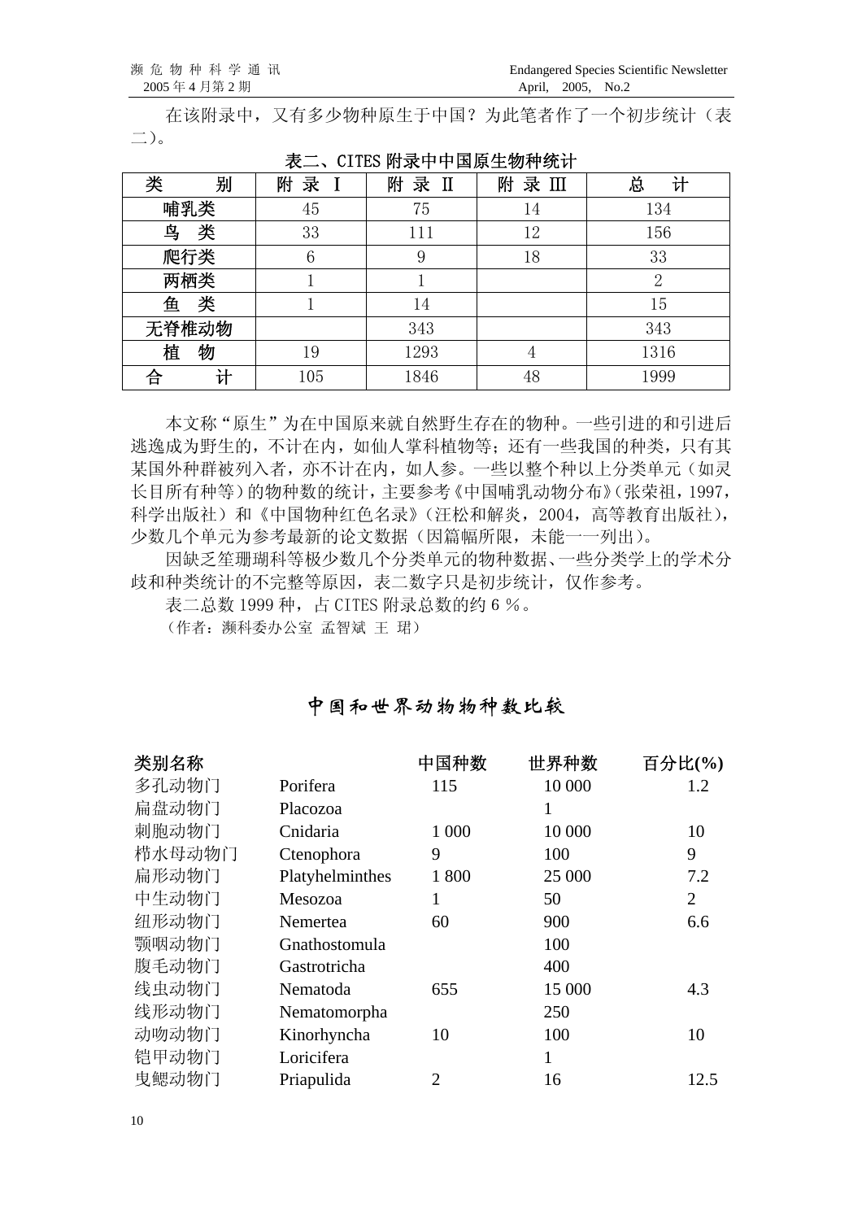在该附录中，又有多少物种原生于中国？为此笔者作了一个初步统计（表二）。

**表二、CITES 附录中中国原生物种统计**

| 类　　别 | 附 录 Ⅰ | 附 录 Ⅱ | 附 录 Ⅲ | 总　计 |
|---|---|---|---|---|
| 哺乳类 | 45 | 75 | 14 | 134 |
| 鸟　类 | 33 | 111 | 12 | 156 |
| 爬行类 | 6 | 9 | 18 | 33 |
| 两栖类 | 1 | 1 | | 2 |
| 鱼　类 | 1 | 14 | | 15 |
| 无脊椎动物 | | 343 | | 343 |
| 植　物 | 19 | 1293 | 4 | 1316 |
| 合　　计 | 105 | 1846 | 48 | 1999 |

本文称"原生"为在中国原来就自然野生存在的物种。一些引进的和引进后逃逸成为野生的，不计在内，如仙人掌科植物等；还有一些我国的种类，只有其某国外种群被列入者，亦不计在内，如人参。一些以整个种以上分类单元（如灵长目所有种等）的物种数的统计，主要参考《中国哺乳动物分布》（张荣祖，1997，科学出版社）和《中国物种红色名录》（汪松和解炎，2004，高等教育出版社），少数几个单元为参考最新的论文数据（因篇幅所限，未能一一列出）。

因缺乏笙珊瑚科等极少数几个分类单元的物种数据、一些分类学上的学术分歧和种类统计的不完整等原因，表二数字只是初步统计，仅作参考。

表二总数 1999 种，占 CITES 附录总数的约 6 %。

（作者：濒科委办公室 孟智斌 王 珺）

## 中国和世界动物物种数比较

| 类别名称 | | 中国种数 | 世界种数 | 百分比(%) |
|---|---|---|---|---|
| 多孔动物门 | Porifera | 115 | 10 000 | 1.2 |
| 扁盘动物门 | Placozoa | | 1 | |
| 刺胞动物门 | Cnidaria | 1 000 | 10 000 | 10 |
| 栉水母动物门 | Ctenophora | 9 | 100 | 9 |
| 扁形动物门 | Platyhelminthes | 1 800 | 25 000 | 7.2 |
| 中生动物门 | Mesozoa | 1 | 50 | 2 |
| 纽形动物门 | Nemertea | 60 | 900 | 6.6 |
| 颚咽动物门 | Gnathostomula | | 100 | |
| 腹毛动物门 | Gastrotricha | | 400 | |
| 线虫动物门 | Nematoda | 655 | 15 000 | 4.3 |
| 线形动物门 | Nematomorpha | | 250 | |
| 动吻动物门 | Kinorhyncha | 10 | 100 | 10 |
| 铠甲动物门 | Loricifera | | 1 | |
| 曳鳃动物门 | Priapulida | 2 | 16 | 12.5 |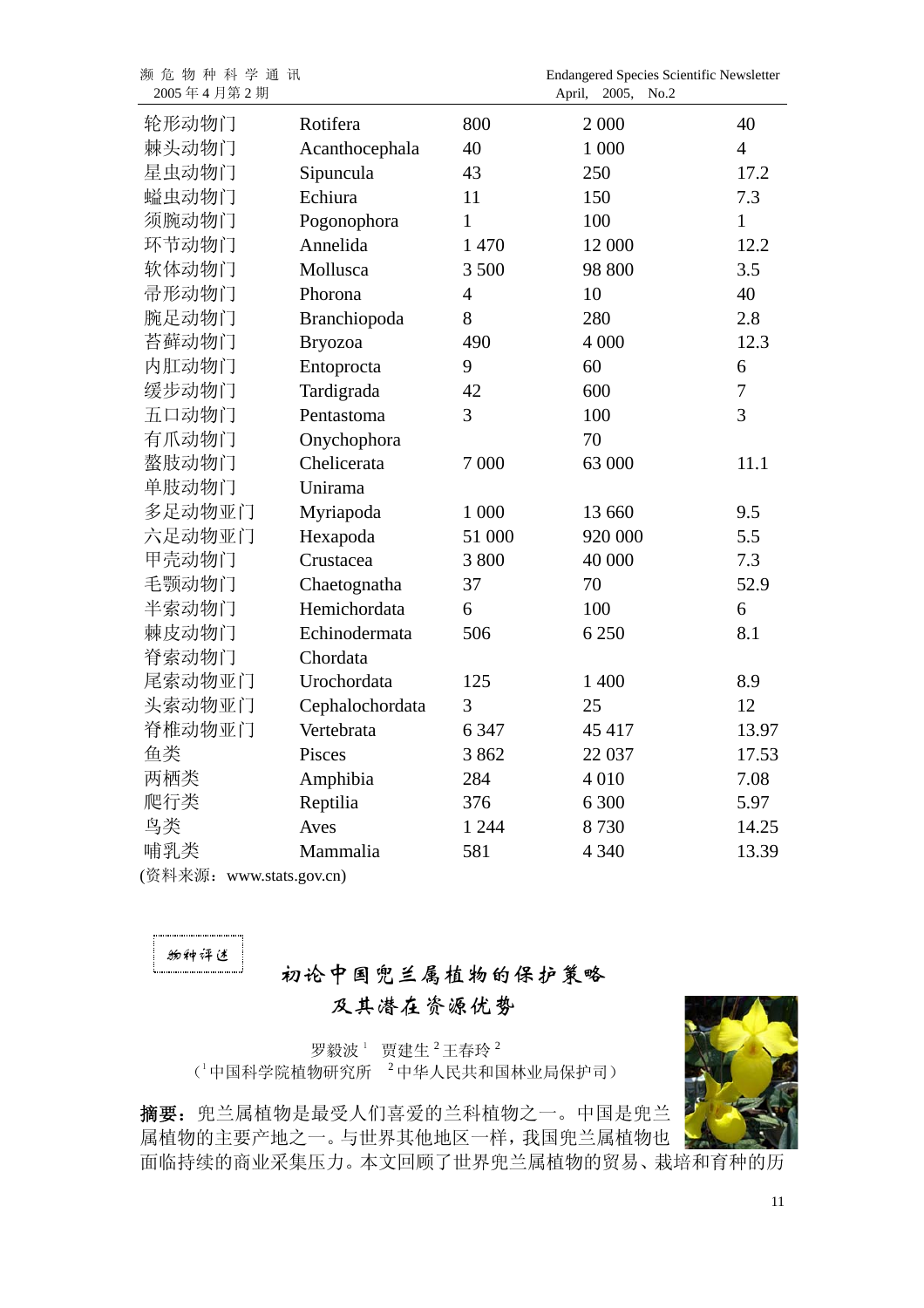| 轮形动物门 | Rotifera | 800 | 2 000 | 40 |
|---|---|---|---|---|
| 棘头动物门 | Acanthocephala | 40 | 1 000 | 4 |
| 星虫动物门 | Sipuncula | 43 | 250 | 17.2 |
| 螠虫动物门 | Echiura | 11 | 150 | 7.3 |
| 须腕动物门 | Pogonophora | 1 | 100 | 1 |
| 环节动物门 | Annelida | 1 470 | 12 000 | 12.2 |
| 软体动物门 | Mollusca | 3 500 | 98 800 | 3.5 |
| 帚形动物门 | Phorona | 4 | 10 | 40 |
| 腕足动物门 | Branchiopoda | 8 | 280 | 2.8 |
| 苔藓动物门 | Bryozoa | 490 | 4 000 | 12.3 |
| 内肛动物门 | Entoprocta | 9 | 60 | 6 |
| 缓步动物门 | Tardigrada | 42 | 600 | 7 |
| 五口动物门 | Pentastoma | 3 | 100 | 3 |
| 有爪动物门 | Onychophora | | 70 | |
| 螯肢动物门 | Chelicerata | 7 000 | 63 000 | 11.1 |
| 单肢动物门 | Unirama | | | |
| 多足动物亚门 | Myriapoda | 1 000 | 13 660 | 9.5 |
| 六足动物亚门 | Hexapoda | 51 000 | 920 000 | 5.5 |
| 甲壳动物门 | Crustacea | 3 800 | 40 000 | 7.3 |
| 毛颚动物门 | Chaetognatha | 37 | 70 | 52.9 |
| 半索动物门 | Hemichordata | 6 | 100 | 6 |
| 棘皮动物门 | Echinodermata | 506 | 6 250 | 8.1 |
| 脊索动物门 | Chordata | | | |
| 尾索动物亚门 | Urochordata | 125 | 1 400 | 8.9 |
| 头索动物亚门 | Cephalochordata | 3 | 25 | 12 |
| 脊椎动物亚门 | Vertebrata | 6 347 | 45 417 | 13.97 |
| 鱼类 | Pisces | 3 862 | 22 037 | 17.53 |
| 两栖类 | Amphibia | 284 | 4 010 | 7.08 |
| 爬行类 | Reptilia | 376 | 6 300 | 5.97 |
| 鸟类 | Aves | 1 244 | 8 730 | 14.25 |
| 哺乳类 | Mammalia | 581 | 4 340 | 13.39 |

(资料来源：www.stats.gov.cn)

物种评述

# 初论中国兜兰属植物的保护策略及其潜在资源优势

罗毅波[1] 贾建生[2] 王春玲[2]

([1]中国科学院植物研究所 [2]中华人民共和国林业局保护司)

**摘要：**兜兰属植物是最受人们喜爱的兰科植物之一。中国是兜兰属植物的主要产地之一。与世界其他地区一样，我国兜兰属植物也面临持续的商业采集压力。本文回顾了世界兜兰属植物的贸易、栽培和育种的历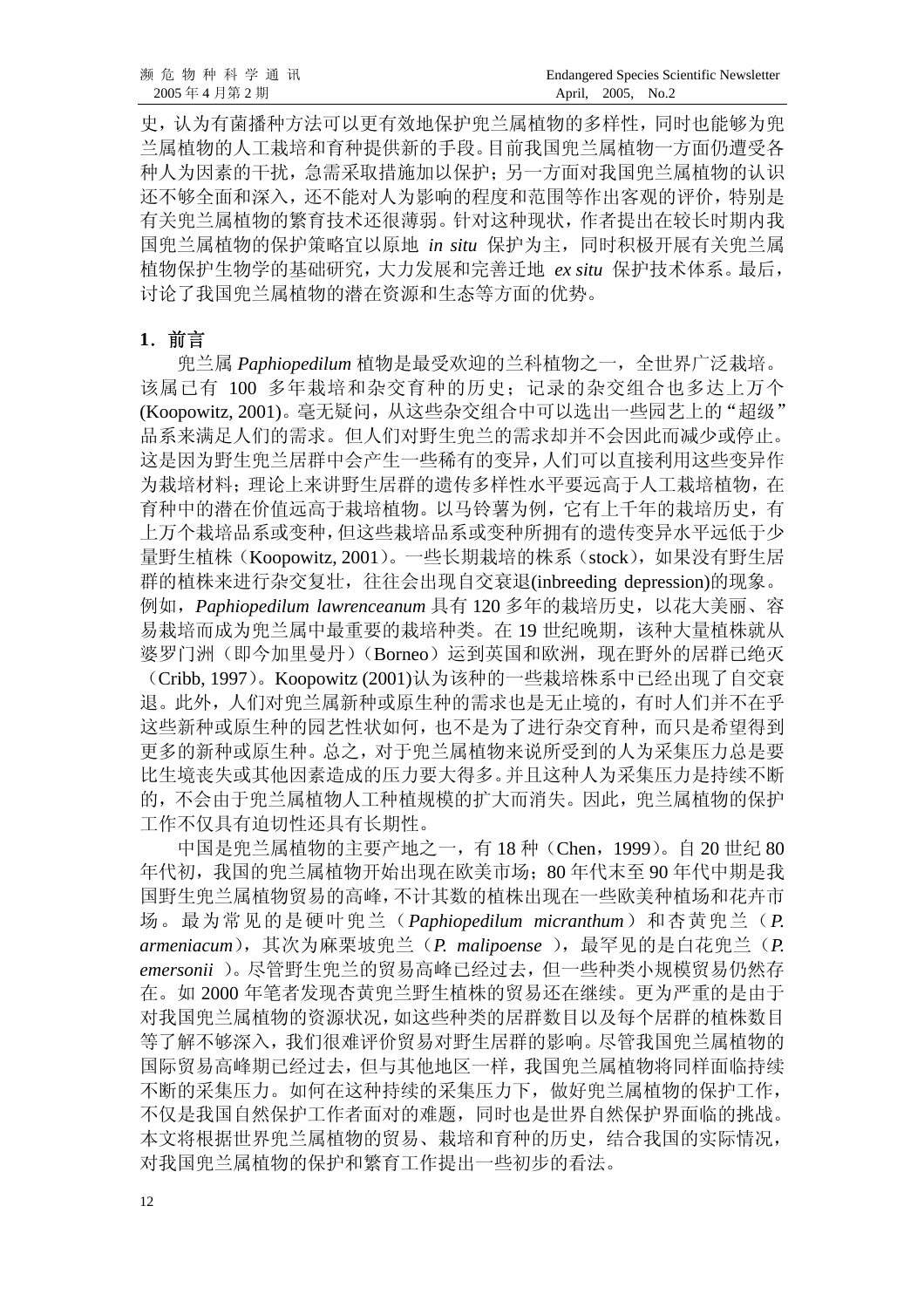史，认为有菌播种方法可以更有效地保护兜兰属植物的多样性，同时也能够为兜兰属植物的人工栽培和育种提供新的手段。目前我国兜兰属植物一方面仍遭受各种人为因素的干扰，急需采取措施加以保护；另一方面对我国兜兰属植物的认识还不够全面和深入，还不能对人为影响的程度和范围等作出客观的评价，特别是有关兜兰属植物的繁育技术还很薄弱。针对这种现状，作者提出在较长时期内我国兜兰属植物的保护策略宜以原地 *in situ* 保护为主，同时积极开展有关兜兰属植物保护生物学的基础研究，大力发展和完善迁地 *ex situ* 保护技术体系。最后，讨论了我国兜兰属植物的潜在资源和生态等方面的优势。

## 1．前言

兜兰属 *Paphiopedilum* 植物是最受欢迎的兰科植物之一，全世界广泛栽培。该属已有 100 多年栽培和杂交育种的历史；记录的杂交组合也多达上万个(Koopowitz, 2001)。毫无疑问，从这些杂交组合中可以选出一些园艺上的"超级"品系来满足人们的需求。但人们对野生兜兰的需求却并不会因此而减少或停止。这是因为野生兜兰居群中会产生一些稀有的变异，人们可以直接利用这些变异作为栽培材料；理论上来讲野生居群的遗传多样性水平要远高于人工栽培植物，在育种中的潜在价值远高于栽培植物。以马铃薯为例，它有上千年的栽培历史，有上万个栽培品系或变种，但这些栽培品系或变种所拥有的遗传变异水平远低于少量野生植株（Koopowitz, 2001）。一些长期栽培的株系（stock），如果没有野生居群的植株来进行杂交复壮，往往会出现自交衰退(inbreeding depression)的现象。例如，*Paphiopedilum lawrenceanum* 具有 120 多年的栽培历史，以花大美丽、容易栽培而成为兜兰属中最重要的栽培种类。在 19 世纪晚期，该种大量植株就从婆罗门洲（即今加里曼丹）（Borneo）运到英国和欧洲，现在野外的居群已绝灭（Cribb, 1997）。Koopowitz (2001)认为该种的一些栽培株系中已经出现了自交衰退。此外，人们对兜兰属新种或原生种的需求也是无止境的，有时人们并不在乎这些新种或原生种的园艺性状如何，也不是为了进行杂交育种，而只是希望得到更多的新种或原生种。总之，对于兜兰属植物来说所受到的人为采集压力总是要比生境丧失或其他因素造成的压力要大得多。并且这种人为采集压力是持续不断的，不会由于兜兰属植物人工种植规模的扩大而消失。因此，兜兰属植物的保护工作不仅具有迫切性还具有长期性。

中国是兜兰属植物的主要产地之一，有 18 种（Chen，1999）。自 20 世纪 80 年代初，我国的兜兰属植物开始出现在欧美市场；80 年代末至 90 年代中期是我国野生兜兰属植物贸易的高峰，不计其数的植株出现在一些欧美种植场和花卉市场。最为常见的是硬叶兜兰（*Paphiopedilum micranthum*）和杏黄兜兰（*P. armeniacum*），其次为麻栗坡兜兰（*P. malipoense* ），最罕见的是白花兜兰（*P. emersonii* ）。尽管野生兜兰的贸易高峰已经过去，但一些种类小规模贸易仍然存在。如 2000 年笔者发现杏黄兜兰野生植株的贸易还在继续。更为严重的是由于对我国兜兰属植物的资源状况，如这些种类的居群数目以及每个居群的植株数目等了解不够深入，我们很难评价贸易对野生居群的影响。尽管我国兜兰属植物的国际贸易高峰期已经过去，但与其他地区一样，我国兜兰属植物将同样面临持续不断的采集压力。如何在这种持续的采集压力下，做好兜兰属植物的保护工作，不仅是我国自然保护工作者面对的难题，同时也是世界自然保护界面临的挑战。本文将根据世界兜兰属植物的贸易、栽培和育种的历史，结合我国的实际情况，对我国兜兰属植物的保护和繁育工作提出一些初步的看法。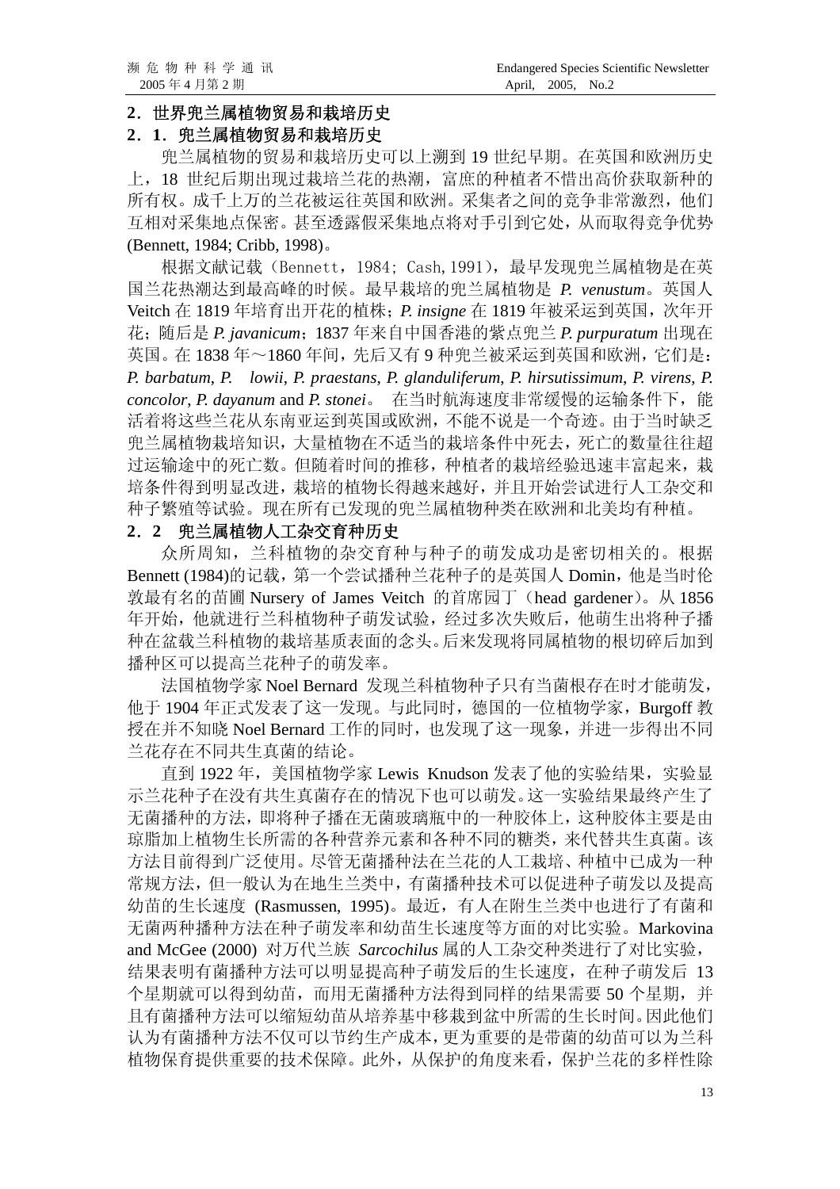## 2．世界兜兰属植物贸易和栽培历史

### 2．1．兜兰属植物贸易和栽培历史

兜兰属植物的贸易和栽培历史可以上溯到 19 世纪早期。在英国和欧洲历史上，18 世纪后期出现过栽培兰花的热潮，富庶的种植者不惜出高价获取新种的所有权。成千上万的兰花被运往英国和欧洲。采集者之间的竞争非常激烈，他们互相对采集地点保密。甚至透露假采集地点将对手引到它处，从而取得竞争优势 (Bennett, 1984; Cribb, 1998)。

根据文献记载（Bennett，1984；Cash, 1991），最早发现兜兰属植物是在英国兰花热潮达到最高峰的时候。最早栽培的兜兰属植物是 *P. venustum*。英国人 Veitch 在 1819 年培育出开花的植株；*P. insigne* 在 1819 年被采运到英国，次年开花；随后是 *P. javanicum*；1837 年来自中国香港的紫点兜兰 *P. purpuratum* 出现在英国。在 1838 年～1860 年间，先后又有 9 种兜兰被采运到英国和欧洲，它们是：*P. barbatum*, *P. lowii*, *P. praestans*, *P. glanduliferum*, *P. hirsutissimum*, *P. virens*, *P. concolor*, *P. dayanum* and *P. stonei*。 在当时航海速度非常缓慢的运输条件下，能活着将这些兰花从东南亚运到英国或欧洲，不能不说是一个奇迹。由于当时缺乏兜兰属植物栽培知识，大量植物在不适当的栽培条件中死去，死亡的数量往往超过运输途中的死亡数。但随着时间的推移，种植者的栽培经验迅速丰富起来，栽培条件得到明显改进，栽培的植物长得越来越好，并且开始尝试进行人工杂交和种子繁殖等试验。现在所有已发现的兜兰属植物种类在欧洲和北美均有种植。

### 2．2　兜兰属植物人工杂交育种历史

众所周知，兰科植物的杂交育种与种子的萌发成功是密切相关的。根据 Bennett (1984)的记载，第一个尝试播种兰花种子的是英国人 Domin，他是当时伦敦最有名的苗圃 Nursery of James Veitch 的首席园丁（head gardener）。从 1856 年开始，他就进行兰科植物种子萌发试验，经过多次失败后，他萌生出将种子播种在盆栽兰科植物的栽培基质表面的念头。后来发现将同属植物的根切碎后加到播种区可以提高兰花种子的萌发率。

法国植物学家 Noel Bernard 发现兰科植物种子只有当菌根存在时才能萌发，他于 1904 年正式发表了这一发现。与此同时，德国的一位植物学家，Burgoff 教授在并不知晓 Noel Bernard 工作的同时，也发现了这一现象，并进一步得出不同兰花存在不同共生真菌的结论。

直到 1922 年，美国植物学家 Lewis Knudson 发表了他的实验结果，实验显示兰花种子在没有共生真菌存在的情况下也可以萌发。这一实验结果最终产生了无菌播种的方法，即将种子播在无菌玻璃瓶中的一种胶体上，这种胶体主要是由琼脂加上植物生长所需的各种营养元素和各种不同的糖类，来代替共生真菌。该方法目前得到广泛使用。尽管无菌播种法在兰花的人工栽培、种植中已成为一种常规方法，但一般认为在地生兰类中，有菌播种技术可以促进种子萌发以及提高幼苗的生长速度 (Rasmussen, 1995)。最近，有人在附生兰类中也进行了有菌和无菌两种播种方法在种子萌发率和幼苗生长速度等方面的对比实验。Markovina and McGee (2000) 对万代兰族 *Sarcochilus* 属的人工杂交种类进行了对比实验，结果表明有菌播种方法可以明显提高种子萌发后的生长速度，在种子萌发后 13 个星期就可以得到幼苗，而用无菌播种方法得到同样的结果需要 50 个星期，并且有菌播种方法可以缩短幼苗从培养基中移栽到盆中所需的生长时间。因此他们认为有菌播种方法不仅可以节约生产成本，更为重要的是带菌的幼苗可以为兰科植物保育提供重要的技术保障。此外，从保护的角度来看，保护兰花的多样性除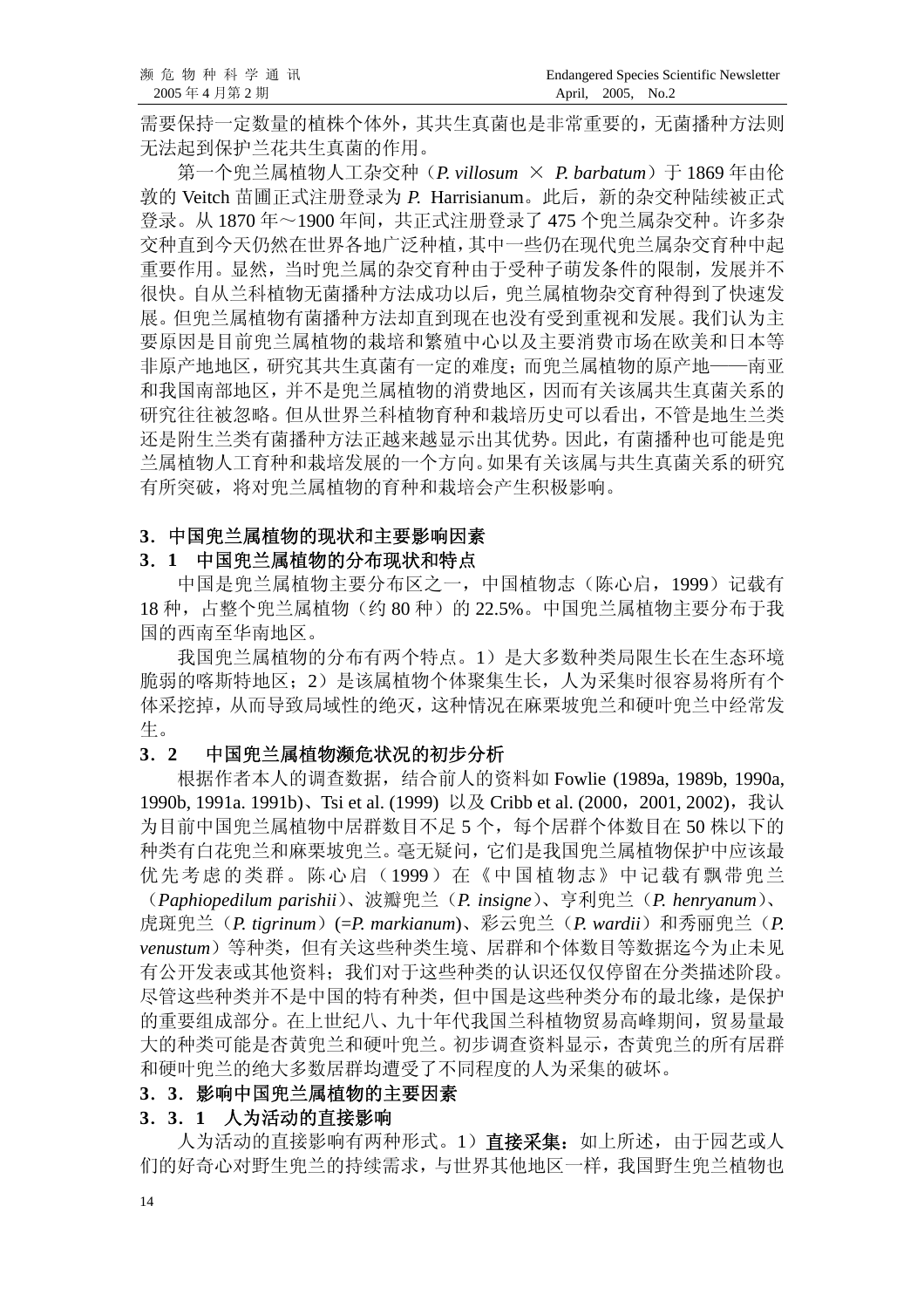需要保持一定数量的植株个体外，其共生真菌也是非常重要的，无菌播种方法则无法起到保护兰花共生真菌的作用。

第一个兜兰属植物人工杂交种（*P. villosum* × *P. barbatum*）于 1869 年由伦敦的 Veitch 苗圃正式注册登录为 *P.* Harrisianum。此后，新的杂交种陆续被正式登录。从 1870 年～1900 年间，共正式注册登录了 475 个兜兰属杂交种。许多杂交种直到今天仍然在世界各地广泛种植，其中一些仍在现代兜兰属杂交育种中起重要作用。显然，当时兜兰属的杂交育种由于受种子萌发条件的限制，发展并不很快。自从兰科植物无菌播种方法成功以后，兜兰属植物杂交育种得到了快速发展。但兜兰属植物有菌播种方法却直到现在也没有受到重视和发展。我们认为主要原因是目前兜兰属植物的栽培和繁殖中心以及主要消费市场在欧美和日本等非原产地地区，研究其共生真菌有一定的难度；而兜兰属植物的原产地——南亚和我国南部地区，并不是兜兰属植物的消费地区，因而有关该属共生真菌关系的研究往往被忽略。但从世界兰科植物育种和栽培历史可以看出，不管是地生兰类还是附生兰类有菌播种方法正越来越显示出其优势。因此，有菌播种也可能是兜兰属植物人工育种和栽培发展的一个方向。如果有关该属与共生真菌关系的研究有所突破，将对兜兰属植物的育种和栽培会产生积极影响。

## 3．中国兜兰属植物的现状和主要影响因素

### 3．1　中国兜兰属植物的分布现状和特点

中国是兜兰属植物主要分布区之一，中国植物志（陈心启，1999）记载有 18 种，占整个兜兰属植物（约 80 种）的 22.5%。中国兜兰属植物主要分布于我国的西南至华南地区。

我国兜兰属植物的分布有两个特点。1）是大多数种类局限生长在生态环境脆弱的喀斯特地区；2）是该属植物个体聚集生长，人为采集时很容易将所有个体采挖掉，从而导致局域性的绝灭，这种情况在麻栗坡兜兰和硬叶兜兰中经常发生。

### 3．2　中国兜兰属植物濒危状况的初步分析

根据作者本人的调查数据，结合前人的资料如 Fowlie (1989a, 1989b, 1990a, 1990b, 1991a. 1991b)、Tsi et al. (1999) 以及 Cribb et al. (2000，2001, 2002)，我认为目前中国兜兰属植物中居群数目不足 5 个，每个居群个体数目在 50 株以下的种类有白花兜兰和麻栗坡兜兰。毫无疑问，它们是我国兜兰属植物保护中应该最优先考虑的类群。陈心启（1999）在《中国植物志》中记载有飘带兜兰（*Paphiopedilum parishii*）、波瓣兜兰（*P. insigne*）、亨利兜兰（*P. henryanum*）、虎斑兜兰（*P. tigrinum*）(=*P. markianum*)、彩云兜兰（*P. wardii*）和秀丽兜兰（*P. venustum*）等种类，但有关这些种类生境、居群和个体数目等数据迄今为止未见有公开发表或其他资料；我们对于这些种类的认识还仅仅停留在分类描述阶段。尽管这些种类并不是中国的特有种类，但中国是这些种类分布的最北缘，是保护的重要组成部分。在上世纪八、九十年代我国兰科植物贸易高峰期间，贸易量最大的种类可能是杏黄兜兰和硬叶兜兰。初步调查资料显示，杏黄兜兰的所有居群和硬叶兜兰的绝大多数居群均遭受了不同程度的人为采集的破坏。

### 3．3．影响中国兜兰属植物的主要因素

#### 3．3．1　人为活动的直接影响

人为活动的直接影响有两种形式。1）**直接采集：**如上所述，由于园艺或人们的好奇心对野生兜兰的持续需求，与世界其他地区一样，我国野生兜兰植物也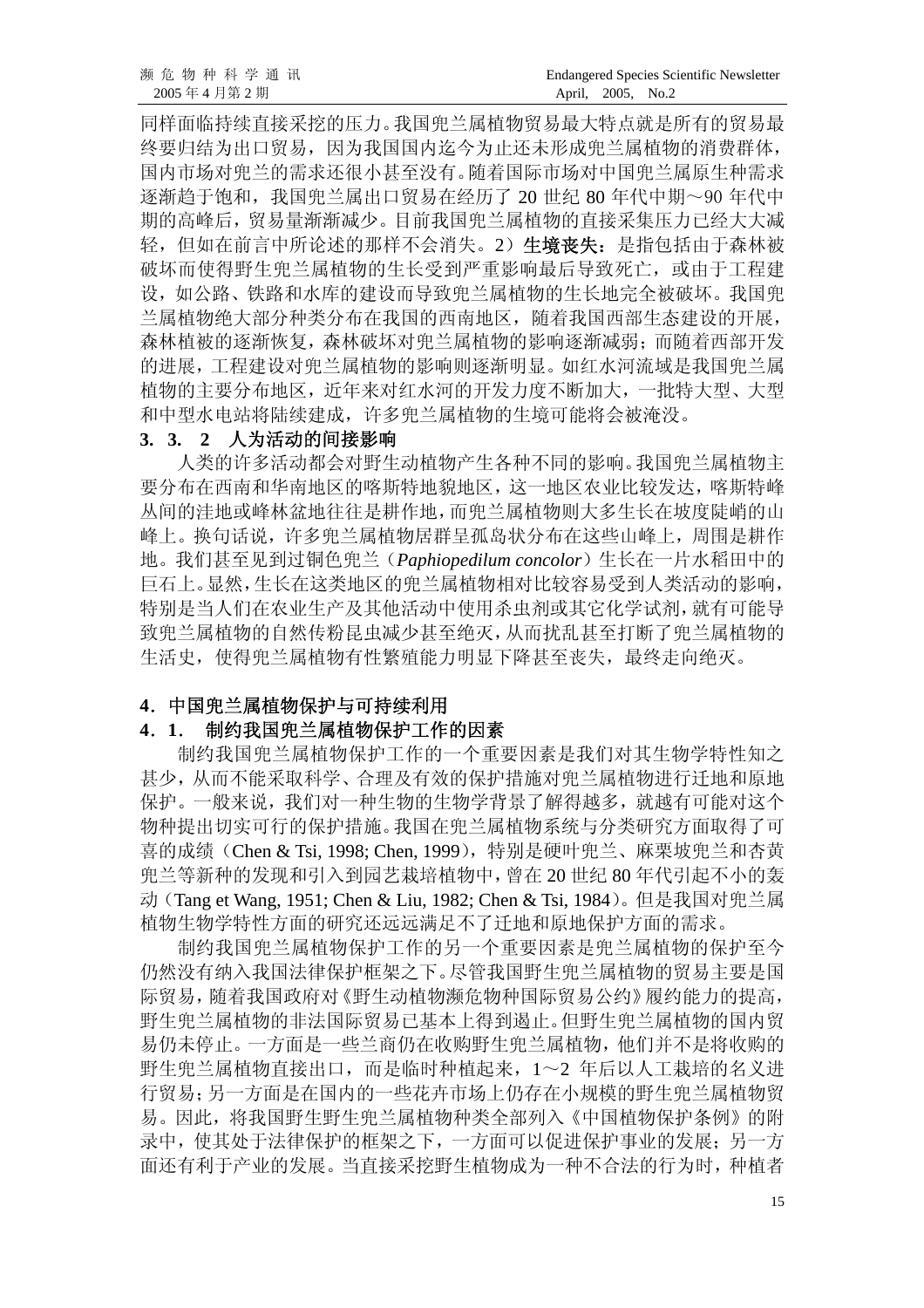同样面临持续直接采挖的压力。我国兜兰属植物贸易最大特点就是所有的贸易最终要归结为出口贸易，因为我国国内迄今为止还未形成兜兰属植物的消费群体，国内市场对兜兰的需求还很小甚至没有。随着国际市场对中国兜兰属原生种需求逐渐趋于饱和，我国兜兰属出口贸易在经历了 20 世纪 80 年代中期～90 年代中期的高峰后，贸易量渐渐减少。目前我国兜兰属植物的直接采集压力已经大大减轻，但如在前言中所论述的那样不会消失。2）**生境丧失：**是指包括由于森林被破坏而使得野生兜兰属植物的生长受到严重影响最后导致死亡，或由于工程建设，如公路、铁路和水库的建设而导致兜兰属植物的生长地完全被破坏。我国兜兰属植物绝大部分种类分布在我国的西南地区，随着我国西部生态建设的开展，森林植被的逐渐恢复，森林破坏对兜兰属植物的影响逐渐减弱；而随着西部开发的进展，工程建设对兜兰属植物的影响则逐渐明显。如红水河流域是我国兜兰属植物的主要分布地区，近年来对红水河的开发力度不断加大，一批特大型、大型和中型水电站将陆续建成，许多兜兰属植物的生境可能将会被淹没。

**3．3．2　人为活动的间接影响**

人类的许多活动都会对野生动植物产生各种不同的影响。我国兜兰属植物主要分布在西南和华南地区的喀斯特地貌地区，这一地区农业比较发达，喀斯特峰丛间的洼地或峰林盆地往往是耕作地，而兜兰属植物则大多生长在坡度陡峭的山峰上。换句话说，许多兜兰属植物居群呈孤岛状分布在这些山峰上，周围是耕作地。我们甚至见到过铜色兜兰（*Paphiopedilum concolor*）生长在一片水稻田中的巨石上。显然，生长在这类地区的兜兰属植物相对比较容易受到人类活动的影响，特别是当人们在农业生产及其他活动中使用杀虫剂或其它化学试剂，就有可能导致兜兰属植物的自然传粉昆虫减少甚至绝灭，从而扰乱甚至打断了兜兰属植物的生活史，使得兜兰属植物有性繁殖能力明显下降甚至丧失，最终走向绝灭。

## 4．中国兜兰属植物保护与可持续利用

### 4．1．　制约我国兜兰属植物保护工作的因素

制约我国兜兰属植物保护工作的一个重要因素是我们对其生物学特性知之甚少，从而不能采取科学、合理及有效的保护措施对兜兰属植物进行迁地和原地保护。一般来说，我们对一种生物的生物学背景了解得越多，就越有可能对这个物种提出切实可行的保护措施。我国在兜兰属植物系统与分类研究方面取得了可喜的成绩（Chen & Tsi, 1998; Chen, 1999），特别是硬叶兜兰、麻栗坡兜兰和杏黄兜兰等新种的发现和引入到园艺栽培植物中，曾在 20 世纪 80 年代引起不小的轰动（Tang et Wang, 1951; Chen & Liu, 1982; Chen & Tsi, 1984）。但是我国对兜兰属植物生物学特性方面的研究还远远满足不了迁地和原地保护方面的需求。

制约我国兜兰属植物保护工作的另一个重要因素是兜兰属植物的保护至今仍然没有纳入我国法律保护框架之下。尽管我国野生兜兰属植物的贸易主要是国际贸易，随着我国政府对《野生动植物濒危物种国际贸易公约》履约能力的提高，野生兜兰属植物的非法国际贸易已基本上得到遏止。但野生兜兰属植物的国内贸易仍未停止。一方面是一些兰商仍在收购野生兜兰属植物，他们并不是将收购的野生兜兰属植物直接出口，而是临时种植起来，1～2 年后以人工栽培的名义进行贸易；另一方面是在国内的一些花卉市场上仍存在小规模的野生兜兰属植物贸易。因此，将我国野生野生兜兰属植物种类全部列入《中国植物保护条例》的附录中，使其处于法律保护的框架之下，一方面可以促进保护事业的发展；另一方面还有利于产业的发展。当直接采挖野生植物成为一种不合法的行为时，种植者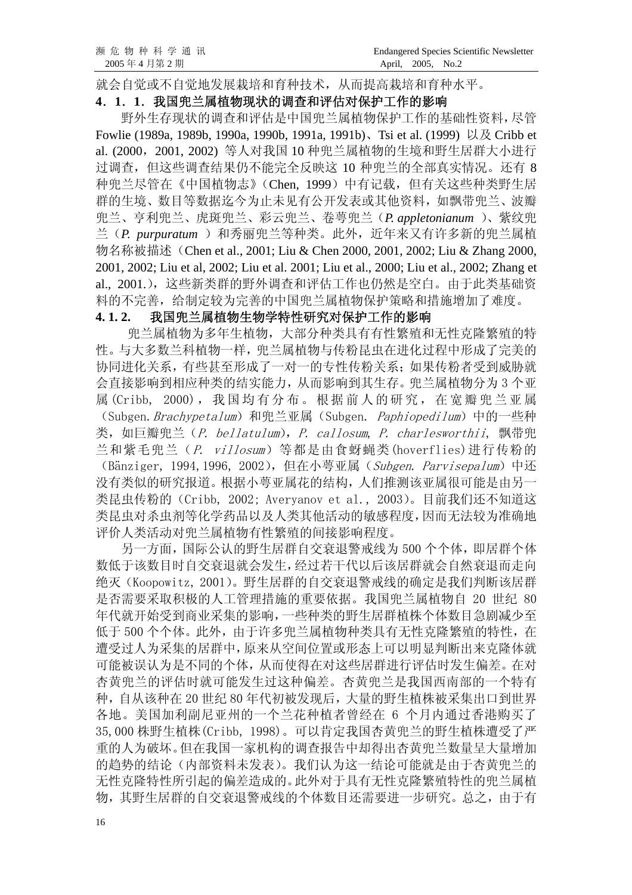就会自觉或不自觉地发展栽培和育种技术，从而提高栽培和育种水平。

### 4．1．1．我国兜兰属植物现状的调查和评估对保护工作的影响

野外生存现状的调查和评估是中国兜兰属植物保护工作的基础性资料，尽管 Fowlie (1989a, 1989b, 1990a, 1990b, 1991a, 1991b)、Tsi et al. (1999) 以及 Cribb et al. (2000，2001, 2002) 等人对我国 10 种兜兰属植物的生境和野生居群大小进行过调查，但这些调查结果仍不能完全反映这 10 种兜兰的全部真实情况。还有 8 种兜兰尽管在《中国植物志》（Chen, 1999）中有记载，但有关这些种类野生居群的生境、数目等数据迄今为止未见有公开发表或其他资料，如飘带兜兰、波瓣兜兰、亨利兜兰、虎斑兜兰、彩云兜兰、卷萼兜兰（*P. appletonianum* ）、紫纹兜兰（*P. purpuratum* ）和秀丽兜兰等种类。此外，近年来又有许多新的兜兰属植物名称被描述（Chen et al., 2001; Liu & Chen 2000, 2001, 2002; Liu & Zhang 2000, 2001, 2002; Liu et al, 2002; Liu et al. 2001; Liu et al., 2000; Liu et al., 2002; Zhang et al., 2001.），这些新类群的野外调查和评估工作也仍然是空白。由于此类基础资料的不完善，给制定较为完善的中国兜兰属植物保护策略和措施增加了难度。

### 4. 1. 2. 我国兜兰属植物生物学特性研究对保护工作的影响

兜兰属植物为多年生植物，大部分种类具有有性繁殖和无性克隆繁殖的特性。与大多数兰科植物一样，兜兰属植物与传粉昆虫在进化过程中形成了完美的协同进化关系，有些甚至形成了一对一的专性传粉关系；如果传粉者受到威胁就会直接影响到相应种类的结实能力，从而影响到其生存。兜兰属植物分为 3 个亚属(Cribb, 2000)，我国均有分布。根据前人的研究，在宽瓣兜兰亚属（Subgen. *Brachypetalum*）和兜兰亚属（Subgen. *Paphiopedilum*）中的一些种类，如巨瓣兜兰（*P. bellatulum*），*P. callosum*, *P. charlesworthii*, 飘带兜兰和紫毛兜兰（*P. villosum*）等都是由食蚜蝇类(hoverflies)进行传粉的（Bänziger, 1994, 1996, 2002），但在小萼亚属（*Subgen. Parvisepalum*）中还没有类似的研究报道。根据小萼亚属花的结构，人们推测该亚属很可能是由另一类昆虫传粉的（Cribb, 2002; Averyanov et al., 2003）。目前我们还不知道这类昆虫对杀虫剂等化学药品以及人类其他活动的敏感程度，因而无法较为准确地评价人类活动对兜兰属植物有性繁殖的间接影响程度。

另一方面，国际公认的野生居群自交衰退警戒线为 500 个个体，即居群个体数低于该数目时自交衰退就会发生，经过若干代以后该居群就会自然衰退而走向绝灭（Koopowitz, 2001）。野生居群的自交衰退警戒线的确定是我们判断该居群是否需要采取积极的人工管理措施的重要依据。我国兜兰属植物自 20 世纪 80 年代就开始受到商业采集的影响，一些种类的野生居群植株个体数目急剧减少至低于 500 个个体。此外，由于许多兜兰属植物种类具有无性克隆繁殖的特性，在遭受过人为采集的居群中，原来从空间位置或形态上可以明显判断出来克隆体就可能被误认为是不同的个体，从而使得在对这些居群进行评估时发生偏差。在对杏黄兜兰的评估时就可能发生过这种偏差。杏黄兜兰是我国西南部的一个特有种，自从该种在 20 世纪 80 年代初被发现后，大量的野生植株被采集出口到世界各地。美国加利副尼亚州的一个兰花种植者曾经在 6 个月内通过香港购买了 35,000 株野生植株(Cribb, 1998)。可以肯定我国杏黄兜兰的野生植株遭受了严重的人为破坏。但在我国一家机构的调查报告中却得出杏黄兜兰数量呈大量增加的趋势的结论（内部资料未发表）。我们认为这一结论可能就是由于杏黄兜兰的无性克隆特性所引起的偏差造成的。此外对于具有无性克隆繁殖特性的兜兰属植物，其野生居群的自交衰退警戒线的个体数目还需要进一步研究。总之，由于有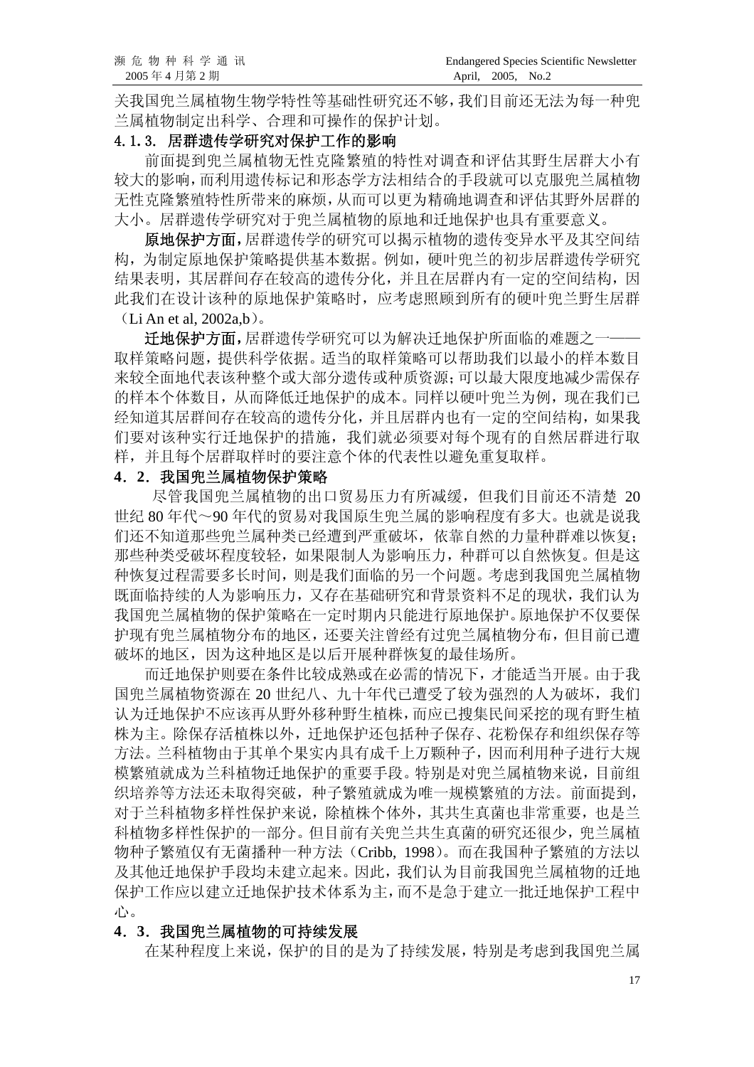关我国兜兰属植物生物学特性等基础性研究还不够，我们目前还无法为每一种兜兰属植物制定出科学、合理和可操作的保护计划。

#### 4.1.3. 居群遗传学研究对保护工作的影响

前面提到兜兰属植物无性克隆繁殖的特性对调查和评估其野生居群大小有较大的影响，而利用遗传标记和形态学方法相结合的手段就可以克服兜兰属植物无性克隆繁殖特性所带来的麻烦，从而可以更为精确地调查和评估其野外居群的大小。居群遗传学研究对于兜兰属植物的原地和迁地保护也具有重要意义。

**原地保护方面，**居群遗传学的研究可以揭示植物的遗传变异水平及其空间结构，为制定原地保护策略提供基本数据。例如，硬叶兜兰的初步居群遗传学研究结果表明，其居群间存在较高的遗传分化，并且在居群内有一定的空间结构，因此我们在设计该种的原地保护策略时，应考虑照顾到所有的硬叶兜兰野生居群（Li An et al, 2002a,b）。

**迁地保护方面，**居群遗传学研究可以为解决迁地保护所面临的难题之一——取样策略问题，提供科学依据。适当的取样策略可以帮助我们以最小的样本数目来较全面地代表该种整个或大部分遗传或种质资源；可以最大限度地减少需保存的样本个体数目，从而降低迁地保护的成本。同样以硬叶兜兰为例，现在我们已经知道其居群间存在较高的遗传分化，并且居群内也有一定的空间结构，如果我们要对该种实行迁地保护的措施，我们就必须要对每个现有的自然居群进行取样，并且每个居群取样时的要注意个体的代表性以避免重复取样。

### 4．2．我国兜兰属植物保护策略

尽管我国兜兰属植物的出口贸易压力有所减缓，但我们目前还不清楚 20 世纪 80 年代～90 年代的贸易对我国原生兜兰属的影响程度有多大。也就是说我们还不知道那些兜兰属种类已经遭到严重破坏，依靠自然的力量种群难以恢复；那些种类受破坏程度较轻，如果限制人为影响压力，种群可以自然恢复。但是这种恢复过程需要多长时间，则是我们面临的另一个问题。考虑到我国兜兰属植物既面临持续的人为影响压力，又存在基础研究和背景资料不足的现状，我们认为我国兜兰属植物的保护策略在一定时期内只能进行原地保护。原地保护不仅要保护现有兜兰属植物分布的地区，还要关注曾经有过兜兰属植物分布，但目前已遭破坏的地区，因为这种地区是以后开展种群恢复的最佳场所。

而迁地保护则要在条件比较成熟或在必需的情况下，才能适当开展。由于我国兜兰属植物资源在 20 世纪八、九十年代已遭受了较为强烈的人为破坏，我们认为迁地保护不应该再从野外移种野生植株，而应已搜集民间采挖的现有野生植株为主。除保存活植株以外，迁地保护还包括种子保存、花粉保存和组织保存等方法。兰科植物由于其单个果实内具有成千上万颗种子，因而利用种子进行大规模繁殖就成为兰科植物迁地保护的重要手段。特别是对兜兰属植物来说，目前组织培养等方法还未取得突破，种子繁殖就成为唯一规模繁殖的方法。前面提到，对于兰科植物多样性保护来说，除植株个体外，其共生真菌也非常重要，也是兰科植物多样性保护的一部分。但目前有关兜兰共生真菌的研究还很少，兜兰属植物种子繁殖仅有无菌播种一种方法（Cribb, 1998）。而在我国种子繁殖的方法以及其他迁地保护手段均未建立起来。因此，我们认为目前我国兜兰属植物的迁地保护工作应以建立迁地保护技术体系为主，而不是急于建立一批迁地保护工程中心。

### 4．3．我国兜兰属植物的可持续发展

在某种程度上来说，保护的目的是为了持续发展，特别是考虑到我国兜兰属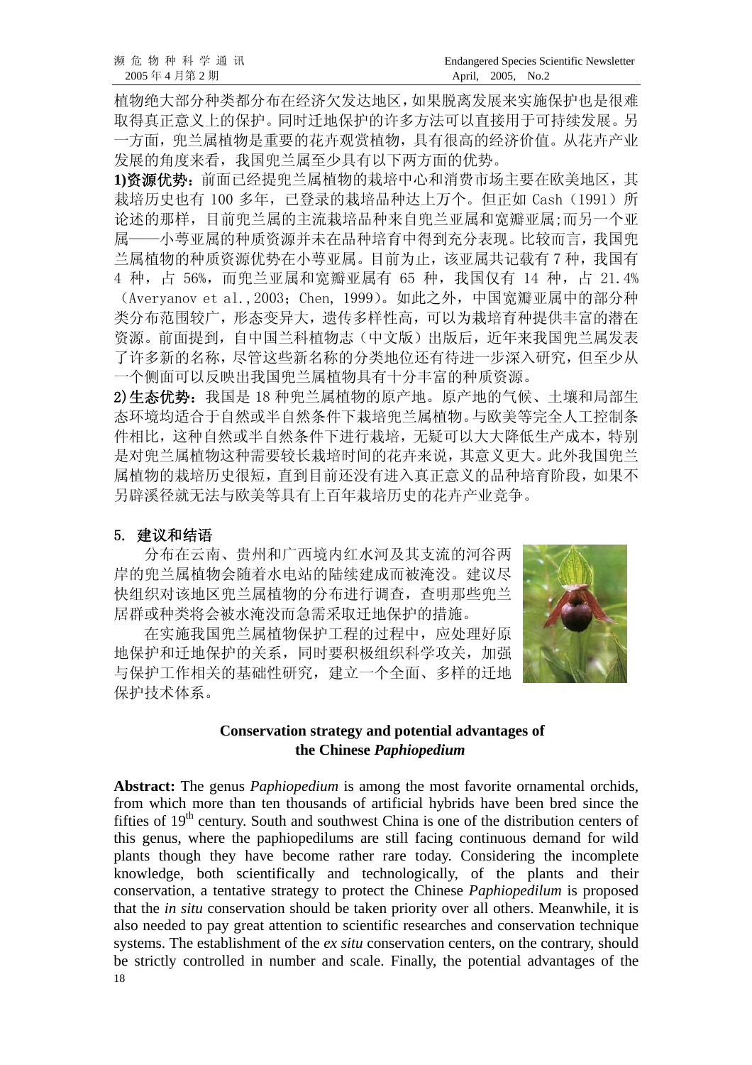植物绝大部分种类都分布在经济欠发达地区，如果脱离发展来实施保护也是很难取得真正意义上的保护。同时迁地保护的许多方法可以直接用于可持续发展。另一方面，兜兰属植物是重要的花卉观赏植物，具有很高的经济价值。从花卉产业发展的角度来看，我国兜兰属至少具有以下两方面的优势。

**1)资源优势**：前面已经提兜兰属植物的栽培中心和消费市场主要在欧美地区，其栽培历史也有 100 多年，已登录的栽培品种达上万个。但正如 Cash（1991）所论述的那样，目前兜兰属的主流栽培品种来自兜兰亚属和宽瓣亚属;而另一个亚属——小萼亚属的种质资源并未在品种培育中得到充分表现。比较而言，我国兜兰属植物的种质资源优势在小萼亚属。目前为止，该亚属共记载有 7 种，我国有 4 种，占 56%，而兜兰亚属和宽瓣亚属有 65 种，我国仅有 14 种，占 21.4%（Averyanov et al.,2003；Chen, 1999）。如此之外，中国宽瓣亚属中的部分种类分布范围较广，形态变异大，遗传多样性高，可以为栽培育种提供丰富的潜在资源。前面提到，自中国兰科植物志（中文版）出版后，近年来我国兜兰属发表了许多新的名称，尽管这些新名称的分类地位还有待进一步深入研究，但至少从一个侧面可以反映出我国兜兰属植物具有十分丰富的种质资源。

**2)生态优势**：我国是 18 种兜兰属植物的原产地。原产地的气候、土壤和局部生态环境均适合于自然或半自然条件下栽培兜兰属植物。与欧美等完全人工控制条件相比，这种自然或半自然条件下进行栽培，无疑可以大大降低生产成本，特别是对兜兰属植物这种需要较长栽培时间的花卉来说，其意义更大。此外我国兜兰属植物的栽培历史很短，直到目前还没有进入真正意义的品种培育阶段，如果不另辟蹊径就无法与欧美等具有上百年栽培历史的花卉产业竞争。

## 5. 建议和结语

分布在云南、贵州和广西境内红水河及其支流的河谷两岸的兜兰属植物会随着水电站的陆续建成而被淹没。建议尽快组织对该地区兜兰属植物的分布进行调查，查明那些兜兰居群或种类将会被水淹没而急需采取迁地保护的措施。

在实施我国兜兰属植物保护工程的过程中，应处理好原地保护和迁地保护的关系，同时要积极组织科学攻关，加强与保护工作相关的基础性研究，建立一个全面、多样的迁地保护技术体系。

## Conservation strategy and potential advantages of the Chinese *Paphiopedium*

**Abstract:** The genus *Paphiopedium* is among the most favorite ornamental orchids, from which more than ten thousands of artificial hybrids have been bred since the fifties of 19th century. South and southwest China is one of the distribution centers of this genus, where the paphiopedilums are still facing continuous demand for wild plants though they have become rather rare today. Considering the incomplete knowledge, both scientifically and technologically, of the plants and their conservation, a tentative strategy to protect the Chinese *Paphiopedilum* is proposed that the *in situ* conservation should be taken priority over all others. Meanwhile, it is also needed to pay great attention to scientific researches and conservation technique systems. The establishment of the *ex situ* conservation centers, on the contrary, should be strictly controlled in number and scale. Finally, the potential advantages of the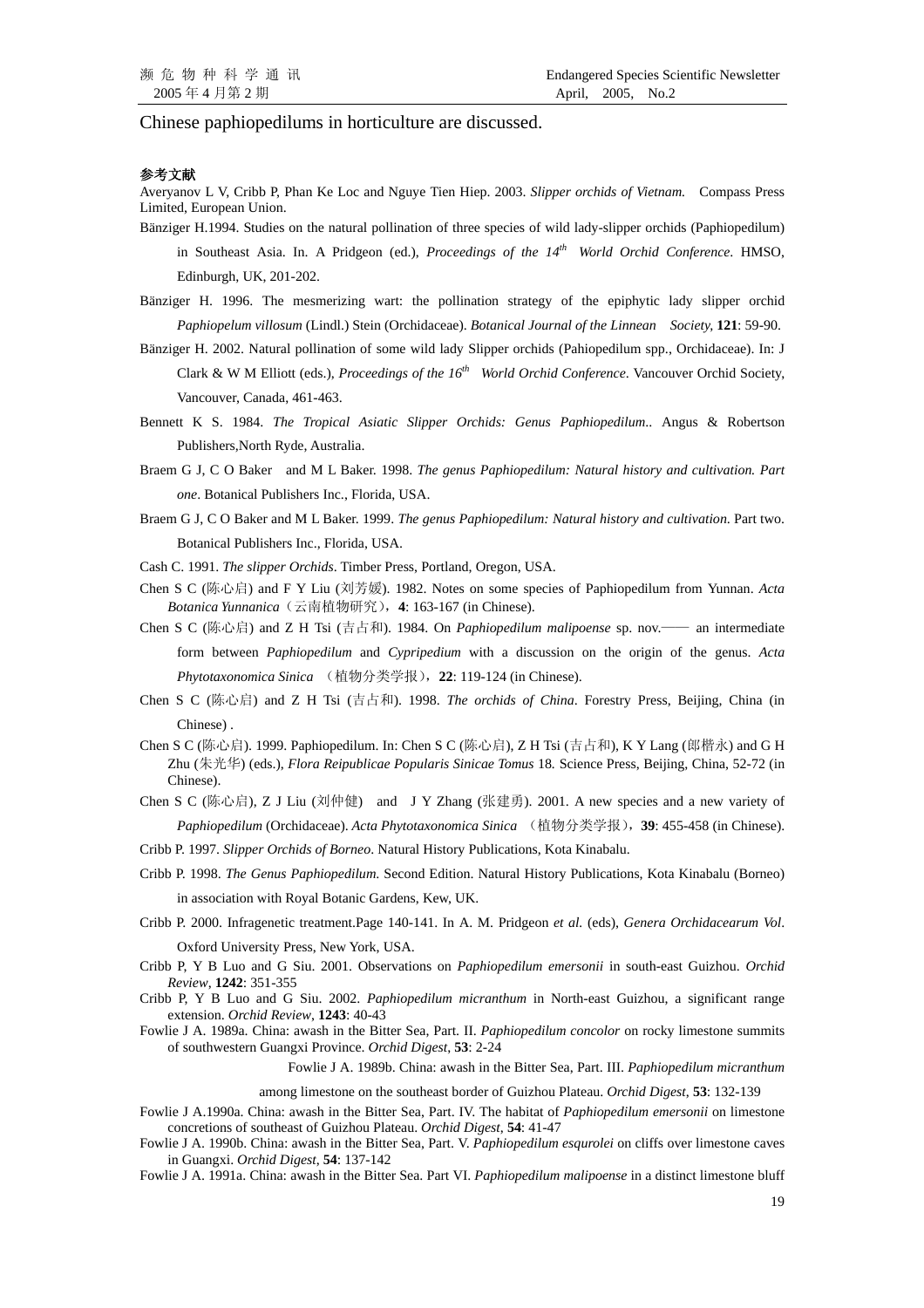Chinese paphiopedilums in horticulture are discussed.

**参考文献**

Averyanov L V, Cribb P, Phan Ke Loc and Nguye Tien Hiep. 2003. *Slipper orchids of Vietnam.* Compass Press Limited, European Union.

Bänziger H.1994. Studies on the natural pollination of three species of wild lady-slipper orchids (Paphiopedilum) in Southeast Asia. In. A Pridgeon (ed.), *Proceedings of the 14th World Orchid Conference*. HMSO, Edinburgh, UK, 201-202.

Bänziger H. 1996. The mesmerizing wart: the pollination strategy of the epiphytic lady slipper orchid *Paphiopelum villosum* (Lindl.) Stein (Orchidaceae). *Botanical Journal of the Linnean Society*, **121**: 59-90.

Bänziger H. 2002. Natural pollination of some wild lady Slipper orchids (Pahiopedilum spp., Orchidaceae). In: J Clark & W M Elliott (eds.), *Proceedings of the 16th World Orchid Conference*. Vancouver Orchid Society, Vancouver, Canada, 461-463.

Bennett K S. 1984. *The Tropical Asiatic Slipper Orchids: Genus Paphiopedilum..* Angus & Robertson Publishers,North Ryde, Australia.

Braem G J, C O Baker and M L Baker. 1998. *The genus Paphiopedilum: Natural history and cultivation. Part one*. Botanical Publishers Inc., Florida, USA.

Braem G J, C O Baker and M L Baker. 1999. *The genus Paphiopedilum: Natural history and cultivation*. Part two. Botanical Publishers Inc., Florida, USA.

Cash C. 1991. *The slipper Orchids*. Timber Press, Portland, Oregon, USA.

Chen S C (陈心启) and F Y Liu (刘芳媛). 1982. Notes on some species of Paphiopedilum from Yunnan. *Acta Botanica Yunnanica*（云南植物研究），**4**: 163-167 (in Chinese).

Chen S C (陈心启) and Z H Tsi (吉占和). 1984. On *Paphiopedilum malipoense* sp. nov.—— an intermediate form between *Paphiopedilum* and *Cypripedium* with a discussion on the origin of the genus. *Acta Phytotaxonomica Sinica* （植物分类学报），**22**: 119-124 (in Chinese).

Chen S C (陈心启) and Z H Tsi (吉占和). 1998. *The orchids of China*. Forestry Press, Beijing, China (in Chinese) .

Chen S C (陈心启). 1999. Paphiopedilum. In: Chen S C (陈心启), Z H Tsi (吉占和), K Y Lang (郎楷永) and G H Zhu (朱光华) (eds.), *Flora Reipublicae Popularis Sinicae Tomus* 18. Science Press, Beijing, China, 52-72 (in Chinese).

Chen S C (陈心启), Z J Liu (刘仲健) and J Y Zhang (张建勇). 2001. A new species and a new variety of *Paphiopedilum* (Orchidaceae). *Acta Phytotaxonomica Sinica* （植物分类学报），**39**: 455-458 (in Chinese).

Cribb P. 1997. *Slipper Orchids of Borneo*. Natural History Publications, Kota Kinabalu.

Cribb P. 1998. *The Genus Paphiopedilum.* Second Edition. Natural History Publications, Kota Kinabalu (Borneo) in association with Royal Botanic Gardens, Kew, UK.

Cribb P. 2000. Infragenetic treatment.Page 140-141. In A. M. Pridgeon *et al.* (eds), *Genera Orchidacearum Vol*. Oxford University Press, New York, USA.

Cribb P, Y B Luo and G Siu. 2001. Observations on *Paphiopedilum emersonii* in south-east Guizhou. *Orchid Review*, **1242**: 351-355

Cribb P, Y B Luo and G Siu. 2002. *Paphiopedilum micranthum* in North-east Guizhou, a significant range extension. *Orchid Review*, **1243**: 40-43

Fowlie J A. 1989a. China: awash in the Bitter Sea, Part. II. *Paphiopedilum concolor* on rocky limestone summits of southwestern Guangxi Province. *Orchid Digest*, **53**: 2-24

Fowlie J A. 1989b. China: awash in the Bitter Sea, Part. III. *Paphiopedilum micranthum* among limestone on the southeast border of Guizhou Plateau. *Orchid Digest*, **53**: 132-139

Fowlie J A.1990a. China: awash in the Bitter Sea, Part. IV. The habitat of *Paphiopedilum emersonii* on limestone concretions of southeast of Guizhou Plateau. *Orchid Digest*, **54**: 41-47

Fowlie J A. 1990b. China: awash in the Bitter Sea, Part. V. *Paphiopedilum esqurolei* on cliffs over limestone caves in Guangxi. *Orchid Digest*, **54**: 137-142

Fowlie J A. 1991a. China: awash in the Bitter Sea. Part VI. *Paphiopedilum malipoense* in a distinct limestone bluff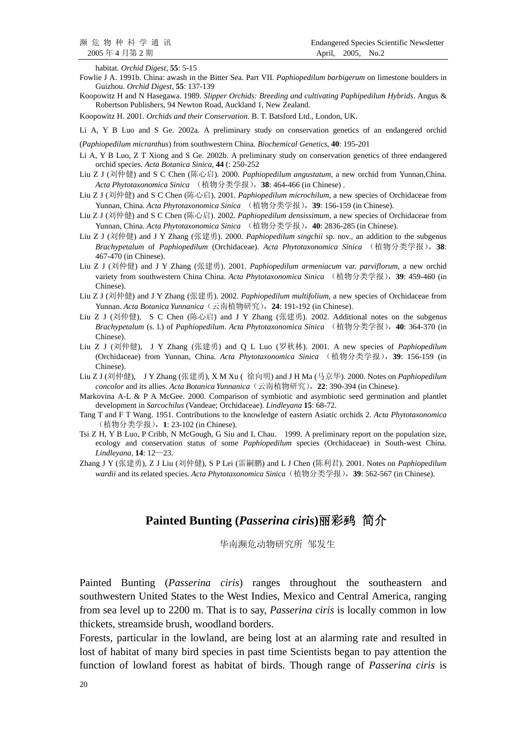habitat. *Orchid Digest*, **55**: 5-15

Fowlie J A. 1991b. China: awash in the Bitter Sea. Part VII. *Paphiopedilum barbigerum* on limestone boulders in Guizhou. *Orchid Digest*, **55**: 137-139

Koopowitz H and N Hasegawa. 1989. *Slipper Orchids: Breeding and cultivating Paphipedilum Hybrids*. Angus & Robertson Publishers, 94 Newton Road, Auckland 1, New Zealand.

Koopowitz H. 2001. *Orchids and their Conservation*. B. T. Batsford Ltd., London, UK.

Li A, Y B Luo and S Ge. 2002a. A preliminary study on conservation genetics of an endangered orchid (*Paphiopedilum micranthus*) from southwestern China. *Biochemical Genetics*, **40**: 195-201

Li A, Y B Luo, Z T Xiong and S Ge. 2002b. A preliminary study on conservation genetics of three endangered orchid species. *Acta Botanica Sinica*, **44** (: 250-252

Liu Z J (刘仲健) and S C Chen (陈心启). 2000. *Paphiopedilum angustatum*, a new orchid from Yunnan,China. *Acta Phytotaxonomica Sinica* （植物分类学报）, **38**: 464-466 (in Chinese) .

Liu Z J (刘仲健) and S C Chen (陈心启). 2001. *Paphiopedilum microchilum*, a new species of Orchidaceae from Yunnan, China. *Acta Phytotaxonomica Sinica* （植物分类学报）, **39**: 156-159 (in Chinese).

Liu Z J (刘仲健) and S C Chen (陈心启). 2002. *Paphiopedilum densissimum*, a new species of Orchidaceae from Yunnan, China. *Acta Phytotaxonomica Sinica* （植物分类学报）, **40**: 2836-285 (in Chinese).

Liu Z J (刘仲健) and J Y Zhang (张建勇). 2000. *Paphiopedilum singchii* sp. nov., an addition to the subgenus *Brachypetalum* of *Paphiopedilum* (Orchidaceae). *Acta Phytotaxonomica Sinica* （植物分类学报）, **38**: 467-470 (in Chinese).

Liu Z J (刘仲健) and J Y Zhang (张建勇). 2001. *Paphiopedilum armeniacum* var. *parviflorum*, a new orchid variety from southwestern China China. *Acta Phytotaxonomica Sinica* （植物分类学报）, **39**: 459-460 (in Chinese).

Liu Z J (刘仲健) and J Y Zhang (张建勇). 2002. *Paphiopedilum multifolium*, a new species of Orchidaceae from Yunnan. *Acta Botanica Yunnanica*（云南植物研究）, **24**: 191-192 (in Chinese).

Liu Z J (刘仲健), S C Chen (陈心启) and J Y Zhang (张建勇). 2002. Additional notes on the subgenus *Brachypetalum* (s. l.) of *Paphiopedilum*. *Acta Phytotaxonomica Sinica* （植物分类学报）, **40**: 364-370 (in Chinese).

Liu Z J (刘仲健), J Y Zhang (张建勇) and Q L Luo (罗秋林). 2001. A new species of *Paphiopedilum* (Orchidaceae) from Yunnan, China. *Acta Phytotaxonomica Sinica* （植物分类学报）, **39**: 156-159 (in Chinese).

Liu Z J (刘仲健), J Y Zhang (张建勇), X M Xu ( 徐向明) and J H Ma (马京华). 2000. Notes on *Paphiopedilum concolor* and its allies. *Acta Botanica Yunnanica*（云南植物研究）, **22**: 390-394 (in Chinese).

Markovina A-L & P A McGee. 2000. Comparison of symbiotic and asymbiotic seed germination and plantlet development in *Sarcochilus* (Vandeae; Orchidaceae). *Lindleyana* **15**: 68-72.

Tang T and F T Wang. 1951. Contributions to the knowledge of eastern Asiatic orchids 2. *Acta Phytotaxonomica* （植物分类学报）, **1**: 23-102 (in Chinese).

Tsi Z H, Y B Luo, P Cribb, N McGough, G Siu and L Chau. 1999. A preliminary report on the population size, ecology and conservation status of some *Paphiopedilum* species (Orchidaceae) in South-west China. *Lindleyana*, **14**: 12—23.

Zhang J Y (张建勇), Z J Liu (刘仲健), S P Lei (雷嗣鹏) and L J Chen (陈利君). 2001. Notes on *Paphiopedilum wardii* and its related species. *Acta Phytotaxonomica Sinica*（植物分类学报）, **39**: 562-567 (in Chinese).

# Painted Bunting (*Passerina ciris*)丽彩鹀 简介

华南濒危动物研究所 邹发生

Painted Bunting (*Passerina ciris*) ranges throughout the southeastern and southwestern United States to the West Indies, Mexico and Central America, ranging from sea level up to 2200 m. That is to say, *Passerina ciris* is locally common in low thickets, streamside brush, woodland borders.

Forests, particular in the lowland, are being lost at an alarming rate and resulted in lost of habitat of many bird species in past time Scientists began to pay attention the function of lowland forest as habitat of birds. Though range of *Passerina ciris* is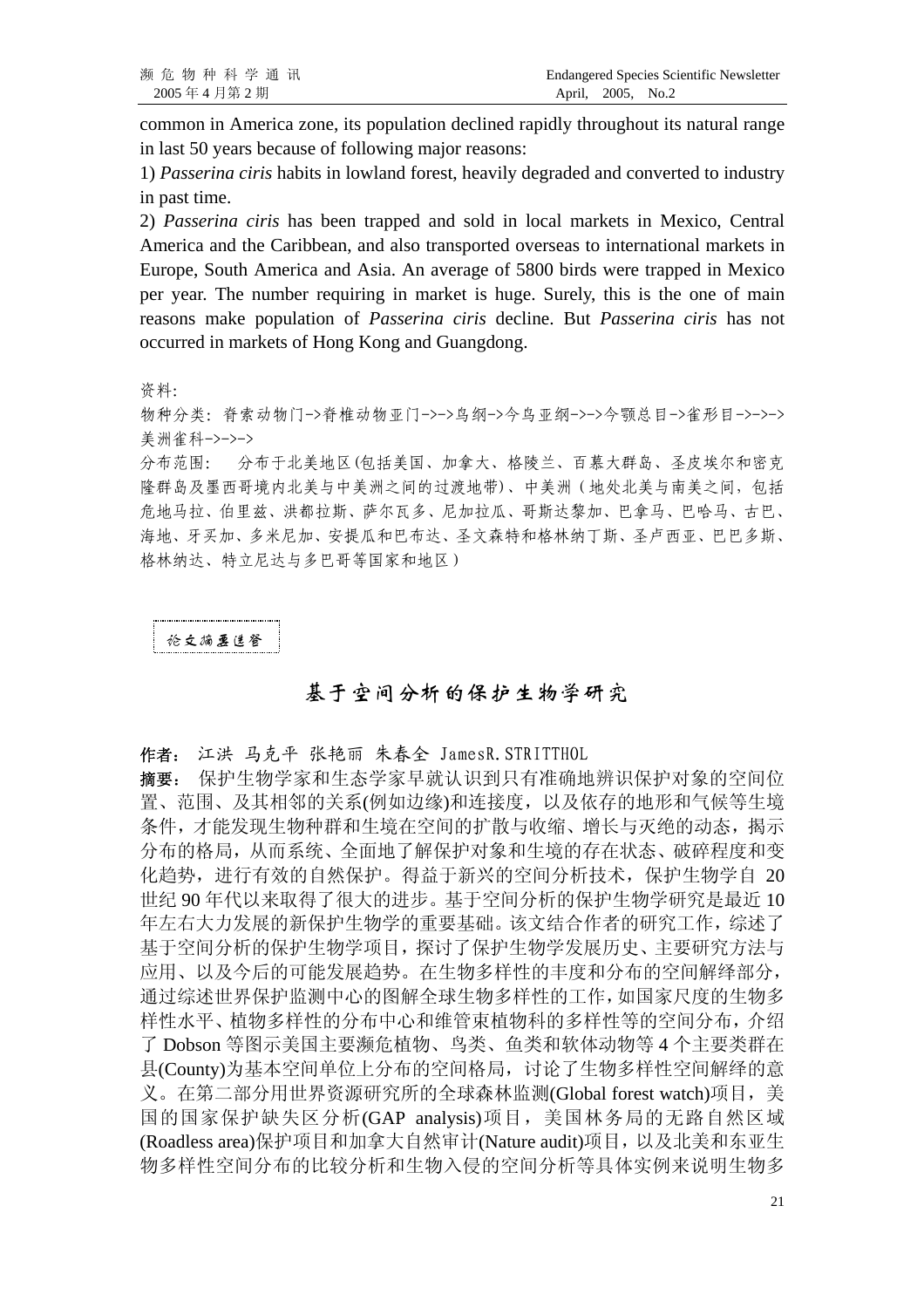common in America zone, its population declined rapidly throughout its natural range in last 50 years because of following major reasons:

1) *Passerina ciris* habits in lowland forest, heavily degraded and converted to industry in past time.

2) *Passerina ciris* has been trapped and sold in local markets in Mexico, Central America and the Caribbean, and also transported overseas to international markets in Europe, South America and Asia. An average of 5800 birds were trapped in Mexico per year. The number requiring in market is huge. Surely, this is the one of main reasons make population of *Passerina ciris* decline. But *Passerina ciris* has not occurred in markets of Hong Kong and Guangdong.

资料:

物种分类: 脊索动物门->脊椎动物亚门->->鸟纲->今鸟亚纲->->今颚总目->雀形目->->->美洲雀科->->->

分布范围: 分布于北美地区(包括美国、加拿大、格陵兰、百慕大群岛、圣皮埃尔和密克隆群岛及墨西哥境内北美与中美洲之间的过渡地带)、中美洲(地处北美与南美之间，包括危地马拉、伯里兹、洪都拉斯、萨尔瓦多、尼加拉瓜、哥斯达黎加、巴拿马、巴哈马、古巴、海地、牙买加、多米尼加、安提瓜和巴布达、圣文森特和格林纳丁斯、圣卢西亚、巴巴多斯、格林纳达、特立尼达与多巴哥等国家和地区)

论文摘要速览

## 基于空间分析的保护生物学研究

**作者:** 江洪 马克平 张艳丽 朱春全 JamesR.STRITTHOL

**摘要:** 保护生物学家和生态学家早就认识到只有准确地辨识保护对象的空间位置、范围、及其相邻的关系(例如边缘)和连接度，以及依存的地形和气候等生境条件，才能发现生物种群和生境在空间的扩散与收缩、增长与灭绝的动态，揭示分布的格局，从而系统、全面地了解保护对象和生境的存在状态、破碎程度和变化趋势，进行有效的自然保护。得益于新兴的空间分析技术，保护生物学自 20 世纪 90 年代以来取得了很大的进步。基于空间分析的保护生物学研究是最近 10 年左右大力发展的新保护生物学的重要基础。该文结合作者的研究工作，综述了基于空间分析的保护生物学项目，探讨了保护生物学发展历史、主要研究方法与应用、以及今后的可能发展趋势。在生物多样性的丰度和分布的空间解译部分，通过综述世界保护监测中心的图解全球生物多样性的工作，如国家尺度的生物多样性水平、植物多样性的分布中心和维管束植物科的多样性等的空间分布，介绍了 Dobson 等图示美国主要濒危植物、鸟类、鱼类和软体动物等 4 个主要类群在县(County)为基本空间单位上分布的空间格局，讨论了生物多样性空间解译的意义。在第二部分用世界资源研究所的全球森林监测(Global forest watch)项目，美国的国家保护缺失区分析(GAP analysis)项目，美国林务局的无路自然区域(Roadless area)保护项目和加拿大自然审计(Nature audit)项目，以及北美和东亚生物多样性空间分布的比较分析和生物入侵的空间分析等具体实例来说明生物多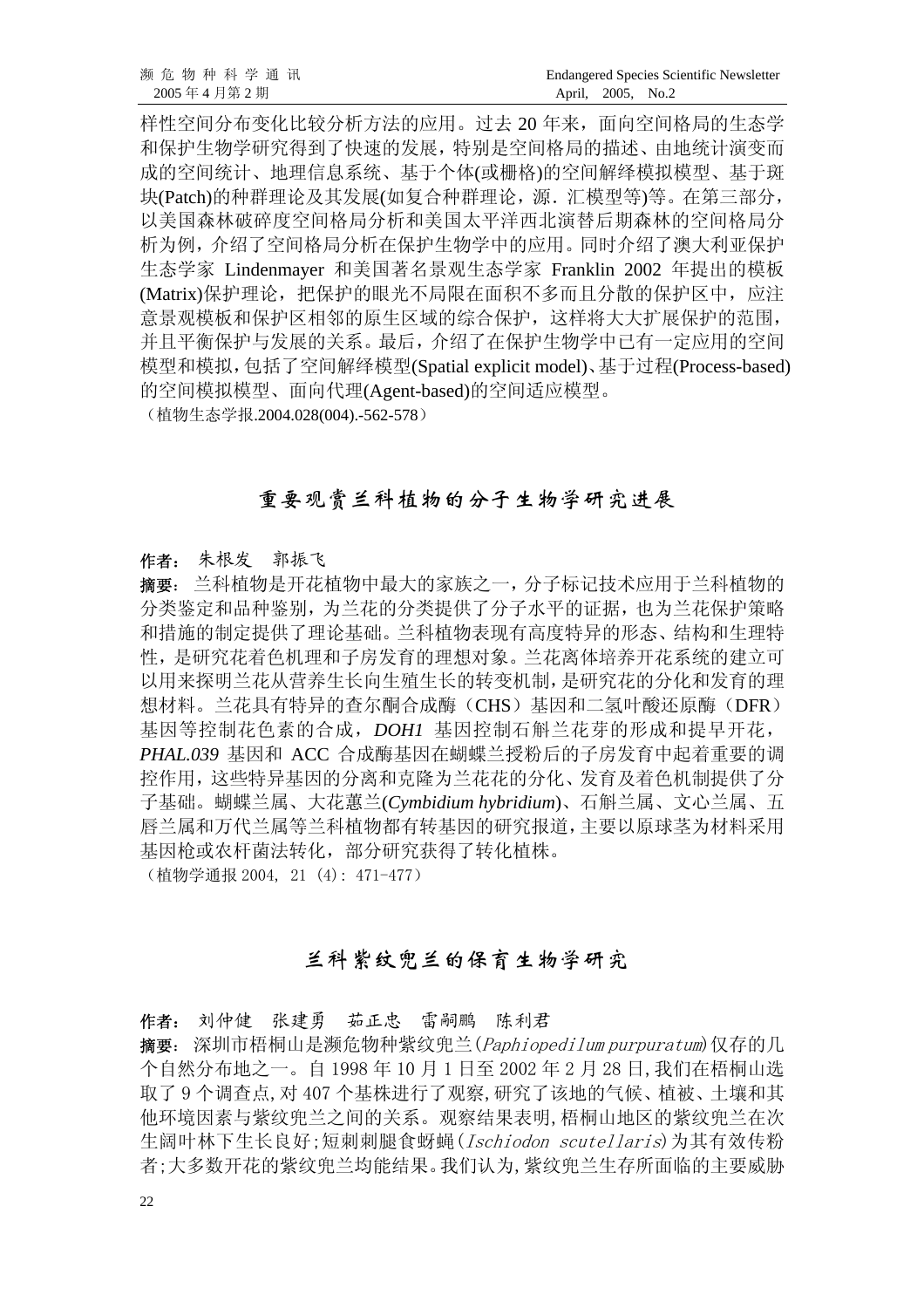样性空间分布变化比较分析方法的应用。过去 20 年来，面向空间格局的生态学和保护生物学研究得到了快速的发展，特别是空间格局的描述、由地统计演变而成的空间统计、地理信息系统、基于个体(或栅格)的空间解绎模拟模型、基于斑块(Patch)的种群理论及其发展(如复合种群理论，源．汇模型等)等。在第三部分，以美国森林破碎度空间格局分析和美国太平洋西北演替后期森林的空间格局分析为例，介绍了空间格局分析在保护生物学中的应用。同时介绍了澳大利亚保护生态学家 Lindenmayer 和美国著名景观生态学家 Franklin 2002 年提出的模板(Matrix)保护理论，把保护的眼光不局限在面积不多而且分散的保护区中，应注意景观模板和保护区相邻的原生区域的综合保护，这样将大大扩展保护的范围，并且平衡保护与发展的关系。最后，介绍了在保护生物学中已有一定应用的空间模型和模拟，包括了空间解绎模型(Spatial explicit model)、基于过程(Process-based)的空间模拟模型、面向代理(Agent-based)的空间适应模型。

（植物生态学报.2004.028(004).-562-578）

## 重要观赏兰科植物的分子生物学研究进展

**作者：** 朱根发　郭振飞

**摘要：** 兰科植物是开花植物中最大的家族之一，分子标记技术应用于兰科植物的分类鉴定和品种鉴别，为兰花的分类提供了分子水平的证据，也为兰花保护策略和措施的制定提供了理论基础。兰科植物表现有高度特异的形态、结构和生理特性，是研究花着色机理和子房发育的理想对象。兰花离体培养开花系统的建立可以用来探明兰花从营养生长向生殖生长的转变机制，是研究花的分化和发育的理想材料。兰花具有特异的查尔酮合成酶（CHS）基因和二氢叶酸还原酶（DFR）基因等控制花色素的合成，*DOH1* 基因控制石斛兰花芽的形成和提早开花，*PHAL.039* 基因和 ACC 合成酶基因在蝴蝶兰授粉后的子房发育中起着重要的调控作用，这些特异基因的分离和克隆为兰花花的分化、发育及着色机制提供了分子基础。蝴蝶兰属、大花蕙兰(*Cymbidium hybridium*)、石斛兰属、文心兰属、五唇兰属和万代兰属等兰科植物都有转基因的研究报道，主要以原球茎为材料采用基因枪或农杆菌法转化，部分研究获得了转化植株。

（植物学通报 2004, 21 (4): 471-477）

## 兰科紫纹兜兰的保育生物学研究

**作者：** 刘仲健　张建勇　茹正忠　雷嗣鹏　陈利君

**摘要：** 深圳市梧桐山是濒危物种紫纹兜兰(*Paphiopedilum purpuratum*)仅存的几个自然分布地之一。自 1998 年 10 月 1 日至 2002 年 2 月 28 日，我们在梧桐山选取了 9 个调查点，对 407 个基株进行了观察，研究了该地的气候、植被、土壤和其他环境因素与紫纹兜兰之间的关系。观察结果表明，梧桐山地区的紫纹兜兰在次生阔叶林下生长良好；短刺刺腿食蚜蝇(*Ischiodon scutellaris*)为其有效传粉者；大多数开花的紫纹兜兰均能结果。我们认为，紫纹兜兰生存所面临的主要威胁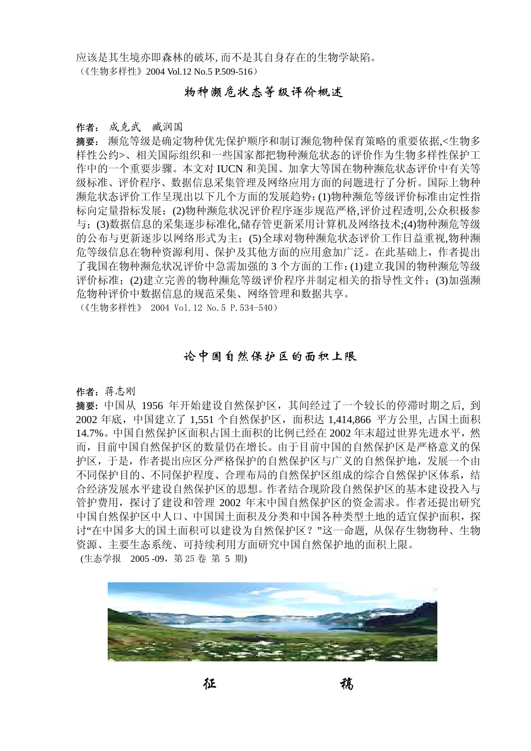应该是其生境亦即森林的破坏，而不是其自身存在的生物学缺陷。

（《生物多样性》2004 Vol.12 No.5 P.509-516）

## 物种濒危状态等级评价概述

**作者：** 成克武　臧润国

**摘要：** 濒危等级是确定物种优先保护顺序和制订濒危物种保育策略的重要依据,<生物多样性公约>、相关国际组织和一些国家都把物种濒危状态的评价作为生物多样性保护工作中的一个重要步骤。本文对 IUCN 和美国、加拿大等国在物种濒危状态评价中有关等级标准、评价程序、数据信息采集管理及网络应用方面的问题进行了分析。国际上物种濒危状态评价工作呈现出以下几个方面的发展趋势：(1)物种濒危等级评价标准由定性指标向定量指标发展；(2)物种濒危状况评价程序逐步规范严格,评价过程透明,公众积极参与；(3)数据信息的采集逐步标准化,储存管更新采用计算机及网络技术;(4)物种濒危等级的公布与更新逐步以网络形式为主；(5)全球对物种濒危状态评价工作日益重视,物种濒危等级信息在物种资源利用、保护及其他方面的应用愈加广泛。在此基础上，作者提出了我国在物种濒危状况评价中急需加强的 3 个方面的工作：(1)建立我国的物种濒危等级评价标准；(2)建立完善的物种濒危等级评价程序并制定相关的指导性文件；(3)加强濒危物种评价中数据信息的规范采集、网络管理和数据共享。

（《生物多样性》 2004 Vol.12 No.5 P.534-540）

## 论中国自然保护区的面积上限

**作者：** 蒋志刚

**摘要：** 中国从 1956 年开始建设自然保护区，其间经过了一个较长的停滞时期之后，到 2002 年底，中国建立了 1,551 个自然保护区，面积达 1,414,866 平方公里，占国土面积 14.7%。中国自然保护区面积占国土面积的比例已经在 2002 年末超过世界先进水平，然而，目前中国自然保护区的数量仍在增长。由于目前中国的自然保护区是严格意义的保护区，于是，作者提出应区分严格保护的自然保护区与广义的自然保护地，发展一个由不同保护目的、不同保护程度、合理布局的自然保护区组成的综合自然保护区体系，结合经济发展水平建设自然保护区的思想。作者结合现阶段自然保护区的基本建设投入与管护费用，探讨了建设和管理 2002 年末中国自然保护区的资金需求。作者还提出研究中国自然保护区中人口、中国国土面积及分类和中国各种类型土地的适宜保护面积，探讨“在中国多大的国土面积可以建设为自然保护区？”这一命题，从保存生物物种、生物资源、主要生态系统、可持续利用方面研究中国自然保护地的面积上限。

(生态学报　2005 -09，第 25 卷 第 5 期)

## 征　　　　稿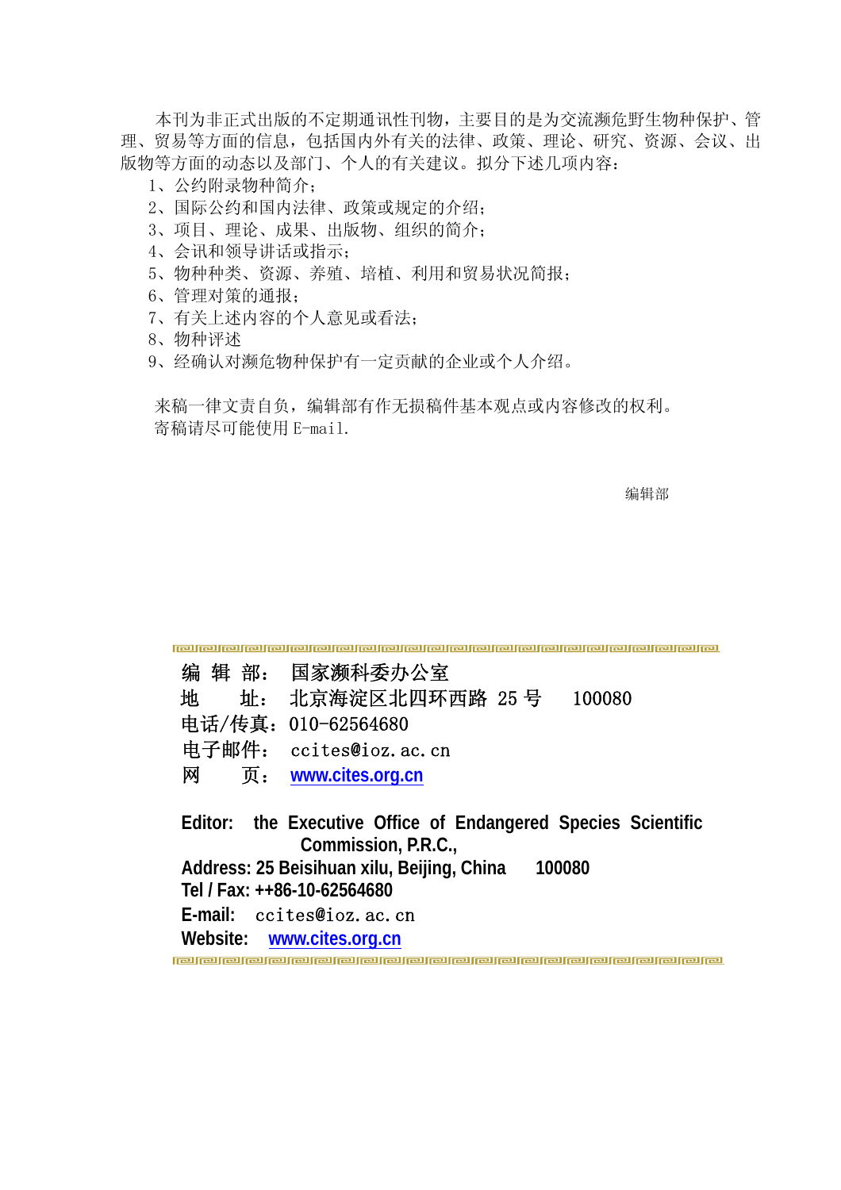本刊为非正式出版的不定期通讯性刊物，主要目的是为交流濒危野生物种保护、管理、贸易等方面的信息，包括国内外有关的法律、政策、理论、研究、资源、会议、出版物等方面的动态以及部门、个人的有关建议。拟分下述几项内容：

1、公约附录物种简介；
2、国际公约和国内法律、政策或规定的介绍；
3、项目、理论、成果、出版物、组织的简介；
4、会讯和领导讲话或指示；
5、物种种类、资源、养殖、培植、利用和贸易状况简报；
6、管理对策的通报；
7、有关上述内容的个人意见或看法；
8、物种评述
9、经确认对濒危物种保护有一定贡献的企业或个人介绍。

来稿一律文责自负，编辑部有作无损稿件基本观点或内容修改的权利。
寄稿请尽可能使用 E-mail.

编辑部

---

编 辑 部： 国家濒科委办公室
地　　址： 北京海淀区北四环西路 25 号　100080
电话/传真：010-62564680
电子邮件： ccites@ioz.ac.cn
网　　页： www.cites.org.cn

**Editor:** the Executive Office of Endangered Species Scientific Commission, P.R.C.,
**Address:** 25 Beisihuan xilu, Beijing, China　100080
**Tel / Fax:** ++86-10-62564680
**E-mail:** ccites@ioz.ac.cn
**Website:** www.cites.org.cn